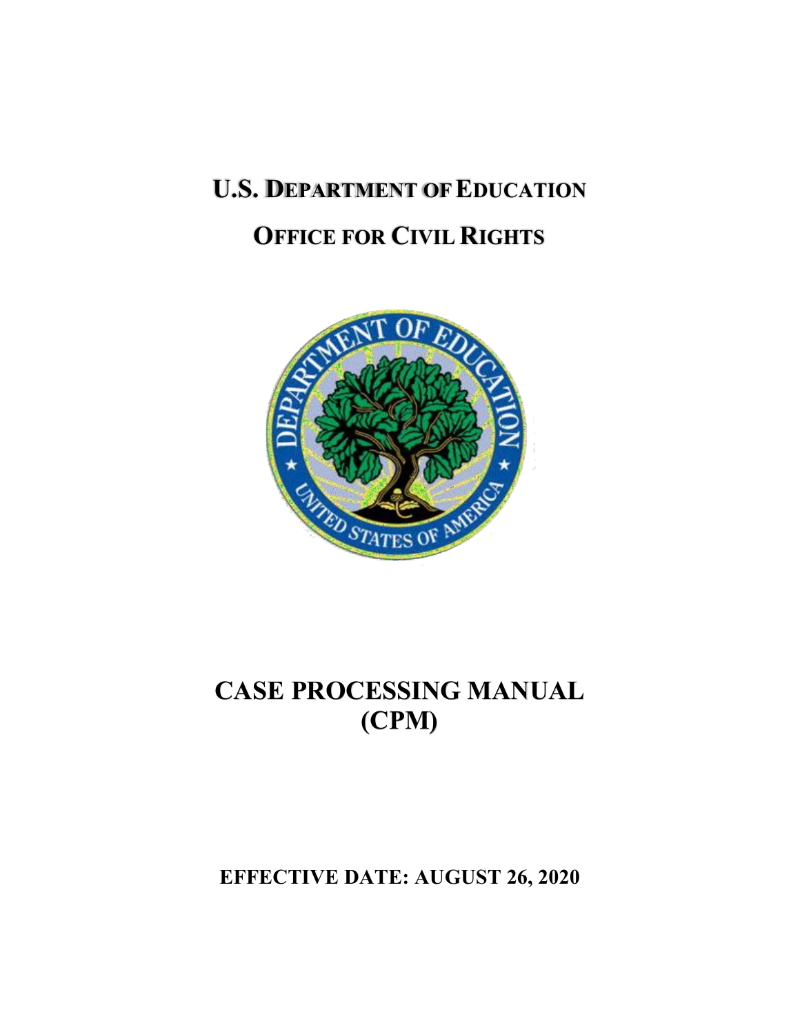# U.S. Department of Education

# Office for Civil Rights

# CASE PROCESSING MANUAL (CPM)

**EFFECTIVE DATE: AUGUST 26, 2020**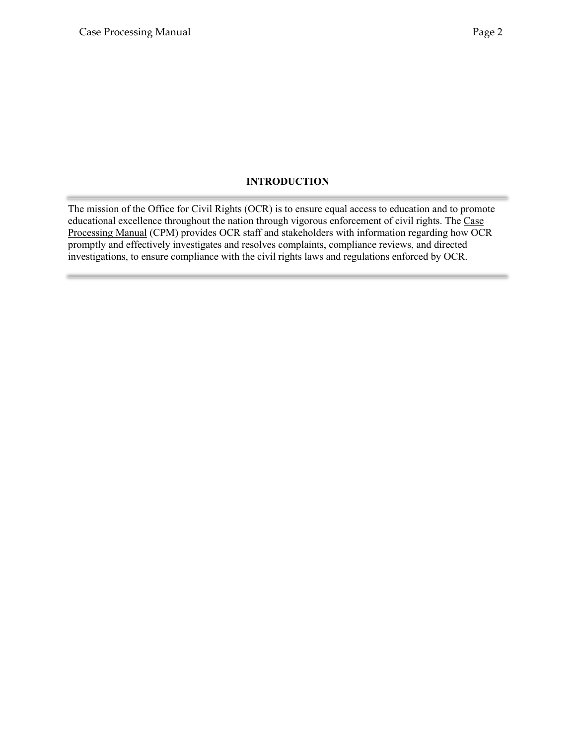# INTRODUCTION

The mission of the Office for Civil Rights (OCR) is to ensure equal access to education and to promote educational excellence throughout the nation through vigorous enforcement of civil rights. The Case Processing Manual (CPM) provides OCR staff and stakeholders with information regarding how OCR promptly and effectively investigates and resolves complaints, compliance reviews, and directed investigations, to ensure compliance with the civil rights laws and regulations enforced by OCR.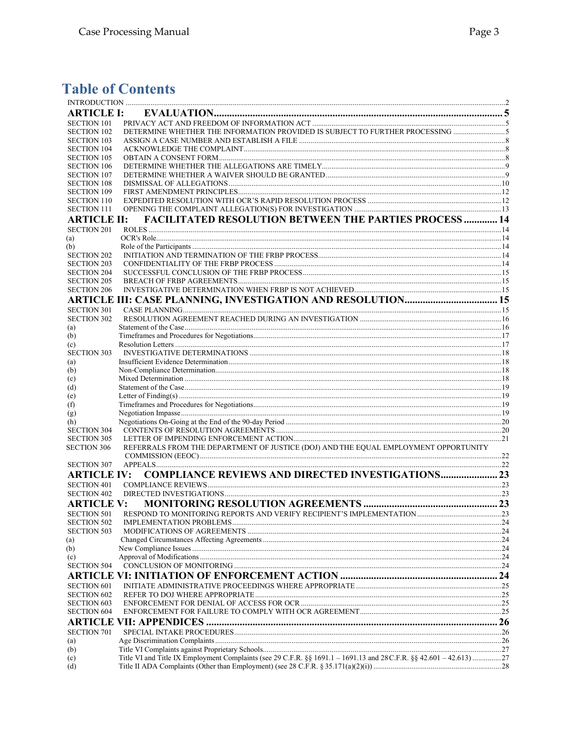# Table of Contents

INTRODUCTION ..... 2

**ARTICLE I: EVALUATION ..... 5**

SECTION 101 PRIVACY ACT AND FREEDOM OF INFORMATION ACT ..... 5
SECTION 102 DETERMINE WHETHER THE INFORMATION PROVIDED IS SUBJECT TO FURTHER PROCESSING ..... 5
SECTION 103 ASSIGN A CASE NUMBER AND ESTABLISH A FILE ..... 8
SECTION 104 ACKNOWLEDGE THE COMPLAINT ..... 8
SECTION 105 OBTAIN A CONSENT FORM ..... 8
SECTION 106 DETERMINE WHETHER THE ALLEGATIONS ARE TIMELY ..... 9
SECTION 107 DETERMINE WHETHER A WAIVER SHOULD BE GRANTED ..... 9
SECTION 108 DISMISSAL OF ALLEGATIONS ..... 10
SECTION 109 FIRST AMENDMENT PRINCIPLES ..... 12
SECTION 110 EXPEDITED RESOLUTION WITH OCR'S RAPID RESOLUTION PROCESS ..... 12
SECTION 111 OPENING THE COMPLAINT ALLEGATION(S) FOR INVESTIGATION ..... 13

**ARTICLE II: FACILITATED RESOLUTION BETWEEN THE PARTIES PROCESS ..... 14**

SECTION 201 ROLES ..... 14
(a) OCR's Role ..... 14
(b) Role of the Participants ..... 14
SECTION 202 INITIATION AND TERMINATION OF THE FRBP PROCESS ..... 14
SECTION 203 CONFIDENTIALITY OF THE FRBP PROCESS ..... 14
SECTION 204 SUCCESSFUL CONCLUSION OF THE FRBP PROCESS ..... 15
SECTION 205 BREACH OF FRBP AGREEMENTS ..... 15
SECTION 206 INVESTIGATIVE DETERMINATION WHEN FRBP IS NOT ACHIEVED ..... 15

**ARTICLE III: CASE PLANNING, INVESTIGATION AND RESOLUTION ..... 15**

SECTION 301 CASE PLANNING ..... 15
SECTION 302 RESOLUTION AGREEMENT REACHED DURING AN INVESTIGATION ..... 16
(a) Statement of the Case ..... 16
(b) Timeframes and Procedures for Negotiations ..... 17
(c) Resolution Letters ..... 17
SECTION 303 INVESTIGATIVE DETERMINATIONS ..... 18
(a) Insufficient Evidence Determination ..... 18
(b) Non-Compliance Determination ..... 18
(c) Mixed Determination ..... 18
(d) Statement of the Case ..... 19
(e) Letter of Finding(s) ..... 19
(f) Timeframes and Procedures for Negotiations ..... 19
(g) Negotiation Impasse ..... 19
(h) Negotiations On-Going at the End of the 90-day Period ..... 20
SECTION 304 CONTENTS OF RESOLUTION AGREEMENTS ..... 20
SECTION 305 LETTER OF IMPENDING ENFORCEMENT ACTION ..... 21
SECTION 306 REFERRALS FROM THE DEPARTMENT OF JUSTICE (DOJ) AND THE EQUAL EMPLOYMENT OPPORTUNITY COMMISSION (EEOC) ..... 22
SECTION 307 APPEALS ..... 22

**ARTICLE IV: COMPLIANCE REVIEWS AND DIRECTED INVESTIGATIONS ..... 23**

SECTION 401 COMPLIANCE REVIEWS ..... 23
SECTION 402 DIRECTED INVESTIGATIONS ..... 23

**ARTICLE V: MONITORING RESOLUTION AGREEMENTS ..... 23**

SECTION 501 RESPOND TO MONITORING REPORTS AND VERIFY RECIPIENT'S IMPLEMENTATION ..... 23
SECTION 502 IMPLEMENTATION PROBLEMS ..... 24
SECTION 503 MODIFICATIONS OF AGREEMENTS ..... 24
(a) Changed Circumstances Affecting Agreements ..... 24
(b) New Compliance Issues ..... 24
(c) Approval of Modifications ..... 24
SECTION 504 CONCLUSION OF MONITORING ..... 24

**ARTICLE VI: INITIATION OF ENFORCEMENT ACTION ..... 24**

SECTION 601 INITIATE ADMINISTRATIVE PROCEEDINGS WHERE APPROPRIATE ..... 25
SECTION 602 REFER TO DOJ WHERE APPROPRIATE ..... 25
SECTION 603 ENFORCEMENT FOR DENIAL OF ACCESS FOR OCR ..... 25
SECTION 604 ENFORCEMENT FOR FAILURE TO COMPLY WITH OCR AGREEMENT ..... 25

**ARTICLE VII: APPENDICES ..... 26**

SECTION 701 SPECIAL INTAKE PROCEDURES ..... 26
(a) Age Discrimination Complaints ..... 26
(b) Title VI Complaints against Proprietary Schools ..... 27
(c) Title VI and Title IX Employment Complaints (see 29 C.F.R. §§ 1691.1 – 1691.13 and 28 C.F.R. §§ 42.601 – 42.613) ..... 27
(d) Title II ADA Complaints (Other than Employment) (see 28 C.F.R. § 35.171(a)(2)(i)) ..... 28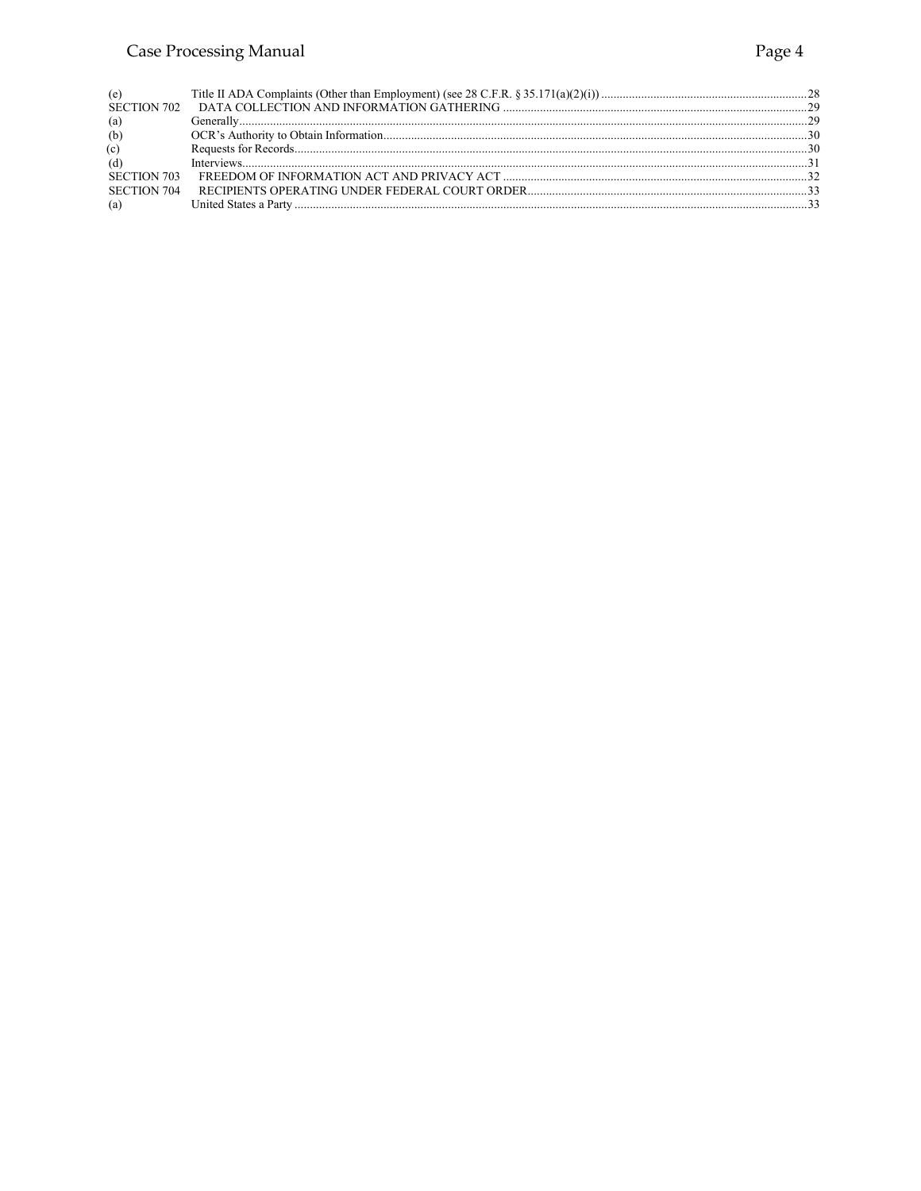| | | |
|---|---|---|
| (e) | Title II ADA Complaints (Other than Employment) (see 28 C.F.R. § 35.171(a)(2)(i)) | 28 |
| SECTION 702 | DATA COLLECTION AND INFORMATION GATHERING | 29 |
| (a) | Generally | 29 |
| (b) | OCR's Authority to Obtain Information | 30 |
| (c) | Requests for Records | 30 |
| (d) | Interviews | 31 |
| SECTION 703 | FREEDOM OF INFORMATION ACT AND PRIVACY ACT | 32 |
| SECTION 704 | RECIPIENTS OPERATING UNDER FEDERAL COURT ORDER | 33 |
| (a) | United States a Party | 33 |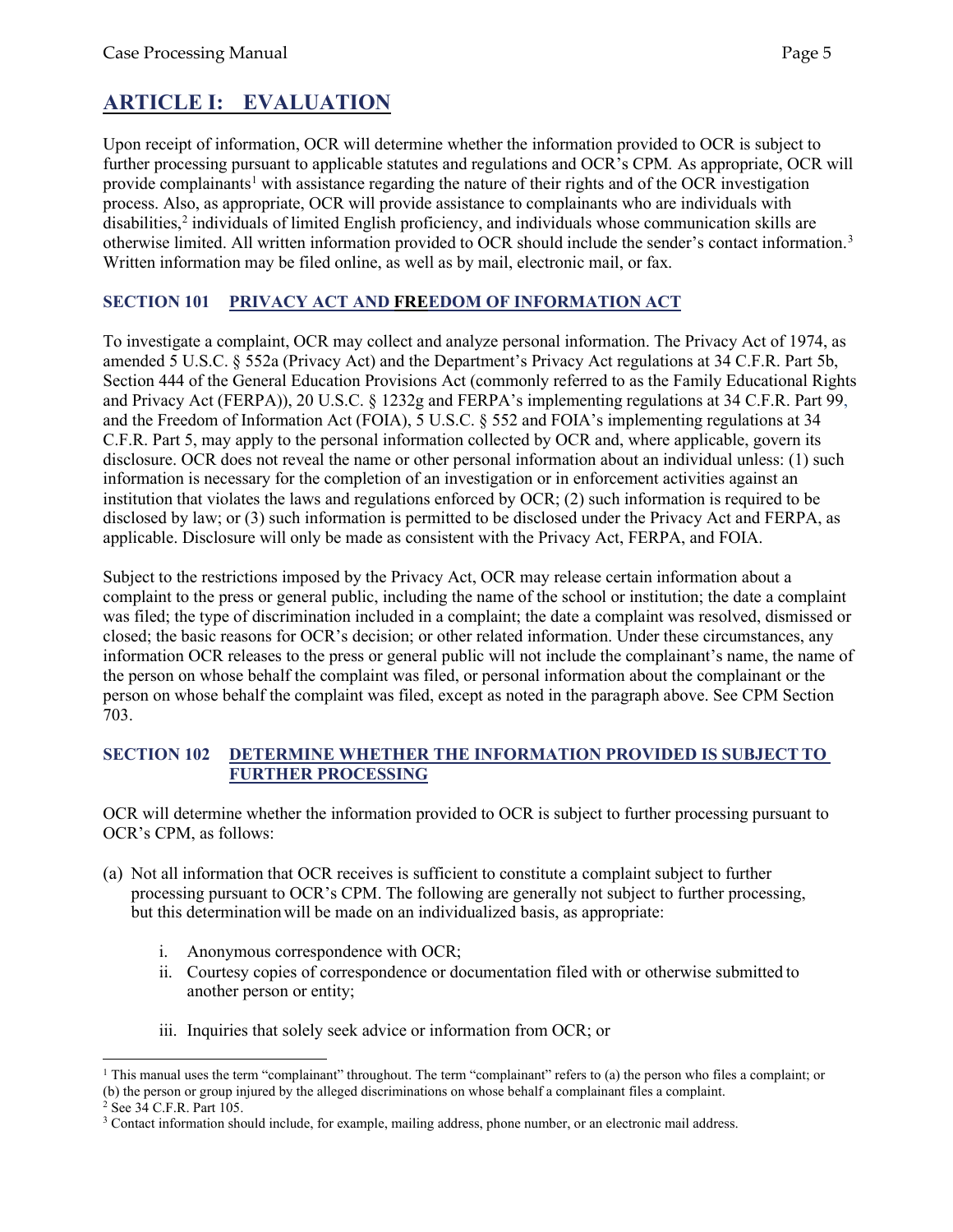# ARTICLE I: EVALUATION

Upon receipt of information, OCR will determine whether the information provided to OCR is subject to further processing pursuant to applicable statutes and regulations and OCR's CPM. As appropriate, OCR will provide complainants[1] with assistance regarding the nature of their rights and of the OCR investigation process. Also, as appropriate, OCR will provide assistance to complainants who are individuals with disabilities,[2] individuals of limited English proficiency, and individuals whose communication skills are otherwise limited. All written information provided to OCR should include the sender's contact information.[3] Written information may be filed online, as well as by mail, electronic mail, or fax.

## SECTION 101 PRIVACY ACT AND FREEDOM OF INFORMATION ACT

To investigate a complaint, OCR may collect and analyze personal information. The Privacy Act of 1974, as amended 5 U.S.C. § 552a (Privacy Act) and the Department's Privacy Act regulations at 34 C.F.R. Part 5b, Section 444 of the General Education Provisions Act (commonly referred to as the Family Educational Rights and Privacy Act (FERPA)), 20 U.S.C. § 1232g and FERPA's implementing regulations at 34 C.F.R. Part 99, and the Freedom of Information Act (FOIA), 5 U.S.C. § 552 and FOIA's implementing regulations at 34 C.F.R. Part 5, may apply to the personal information collected by OCR and, where applicable, govern its disclosure. OCR does not reveal the name or other personal information about an individual unless: (1) such information is necessary for the completion of an investigation or in enforcement activities against an institution that violates the laws and regulations enforced by OCR; (2) such information is required to be disclosed by law; or (3) such information is permitted to be disclosed under the Privacy Act and FERPA, as applicable. Disclosure will only be made as consistent with the Privacy Act, FERPA, and FOIA.

Subject to the restrictions imposed by the Privacy Act, OCR may release certain information about a complaint to the press or general public, including the name of the school or institution; the date a complaint was filed; the type of discrimination included in a complaint; the date a complaint was resolved, dismissed or closed; the basic reasons for OCR's decision; or other related information. Under these circumstances, any information OCR releases to the press or general public will not include the complainant's name, the name of the person on whose behalf the complaint was filed, or personal information about the complainant or the person on whose behalf the complaint was filed, except as noted in the paragraph above. See CPM Section 703.

## SECTION 102 DETERMINE WHETHER THE INFORMATION PROVIDED IS SUBJECT TO FURTHER PROCESSING

OCR will determine whether the information provided to OCR is subject to further processing pursuant to OCR's CPM, as follows:

(a) Not all information that OCR receives is sufficient to constitute a complaint subject to further processing pursuant to OCR's CPM. The following are generally not subject to further processing, but this determination will be made on an individualized basis, as appropriate:

  i. Anonymous correspondence with OCR;
  ii. Courtesy copies of correspondence or documentation filed with or otherwise submitted to another person or entity;
  iii. Inquiries that solely seek advice or information from OCR; or

---

[1] This manual uses the term "complainant" throughout. The term "complainant" refers to (a) the person who files a complaint; or (b) the person or group injured by the alleged discriminations on whose behalf a complainant files a complaint.

[2] See 34 C.F.R. Part 105.

[3] Contact information should include, for example, mailing address, phone number, or an electronic mail address.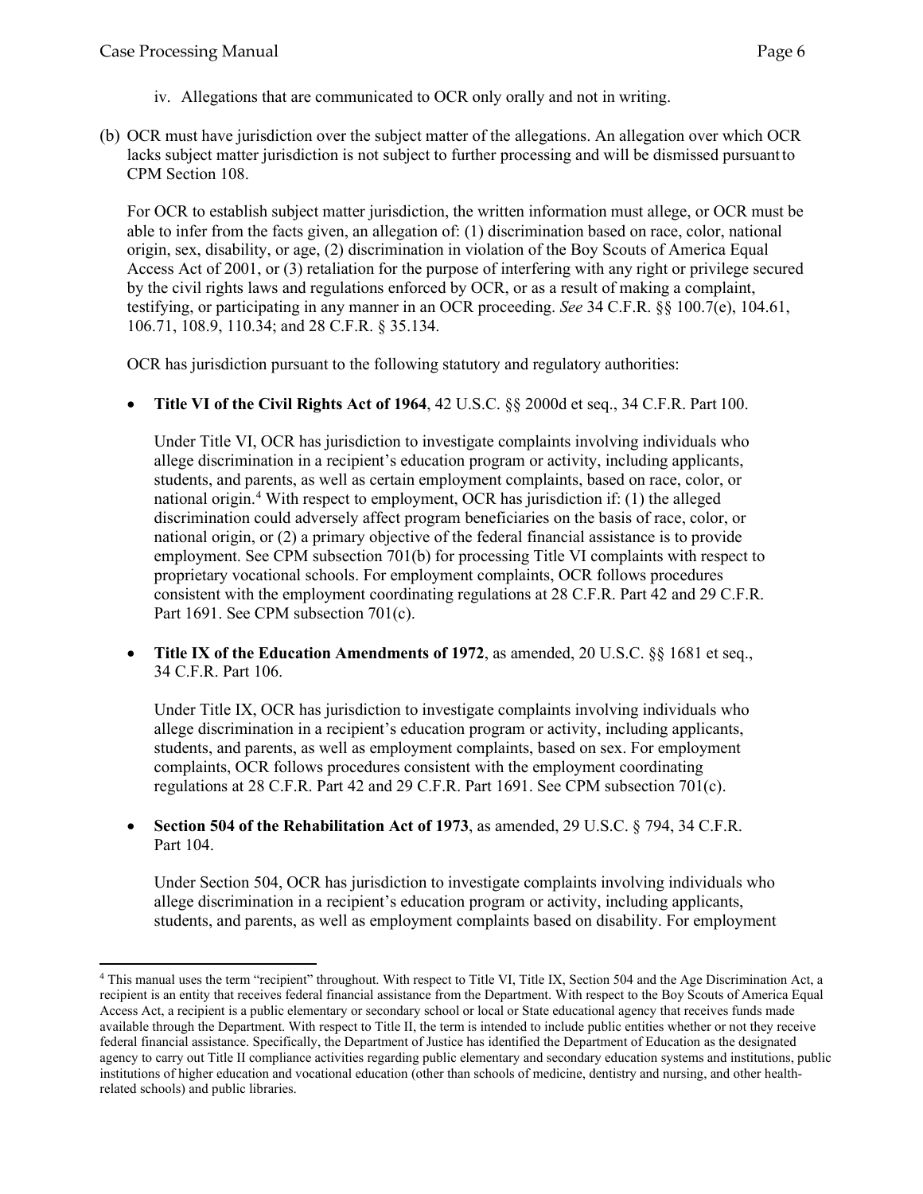iv. Allegations that are communicated to OCR only orally and not in writing.

(b) OCR must have jurisdiction over the subject matter of the allegations. An allegation over which OCR lacks subject matter jurisdiction is not subject to further processing and will be dismissed pursuant to CPM Section 108.

For OCR to establish subject matter jurisdiction, the written information must allege, or OCR must be able to infer from the facts given, an allegation of: (1) discrimination based on race, color, national origin, sex, disability, or age, (2) discrimination in violation of the Boy Scouts of America Equal Access Act of 2001, or (3) retaliation for the purpose of interfering with any right or privilege secured by the civil rights laws and regulations enforced by OCR, or as a result of making a complaint, testifying, or participating in any manner in an OCR proceeding. *See* 34 C.F.R. §§ 100.7(e), 104.61, 106.71, 108.9, 110.34; and 28 C.F.R. § 35.134.

OCR has jurisdiction pursuant to the following statutory and regulatory authorities:

- **Title VI of the Civil Rights Act of 1964**, 42 U.S.C. §§ 2000d et seq., 34 C.F.R. Part 100.

  Under Title VI, OCR has jurisdiction to investigate complaints involving individuals who allege discrimination in a recipient's education program or activity, including applicants, students, and parents, as well as certain employment complaints, based on race, color, or national origin.[4] With respect to employment, OCR has jurisdiction if: (1) the alleged discrimination could adversely affect program beneficiaries on the basis of race, color, or national origin, or (2) a primary objective of the federal financial assistance is to provide employment. See CPM subsection 701(b) for processing Title VI complaints with respect to proprietary vocational schools. For employment complaints, OCR follows procedures consistent with the employment coordinating regulations at 28 C.F.R. Part 42 and 29 C.F.R. Part 1691. See CPM subsection 701(c).

- **Title IX of the Education Amendments of 1972**, as amended, 20 U.S.C. §§ 1681 et seq., 34 C.F.R. Part 106.

  Under Title IX, OCR has jurisdiction to investigate complaints involving individuals who allege discrimination in a recipient's education program or activity, including applicants, students, and parents, as well as employment complaints, based on sex. For employment complaints, OCR follows procedures consistent with the employment coordinating regulations at 28 C.F.R. Part 42 and 29 C.F.R. Part 1691. See CPM subsection 701(c).

- **Section 504 of the Rehabilitation Act of 1973**, as amended, 29 U.S.C. § 794, 34 C.F.R. Part 104.

  Under Section 504, OCR has jurisdiction to investigate complaints involving individuals who allege discrimination in a recipient's education program or activity, including applicants, students, and parents, as well as employment complaints based on disability. For employment

---

[4] This manual uses the term "recipient" throughout. With respect to Title VI, Title IX, Section 504 and the Age Discrimination Act, a recipient is an entity that receives federal financial assistance from the Department. With respect to the Boy Scouts of America Equal Access Act, a recipient is a public elementary or secondary school or local or State educational agency that receives funds made available through the Department. With respect to Title II, the term is intended to include public entities whether or not they receive federal financial assistance. Specifically, the Department of Justice has identified the Department of Education as the designated agency to carry out Title II compliance activities regarding public elementary and secondary education systems and institutions, public institutions of higher education and vocational education (other than schools of medicine, dentistry and nursing, and other health-related schools) and public libraries.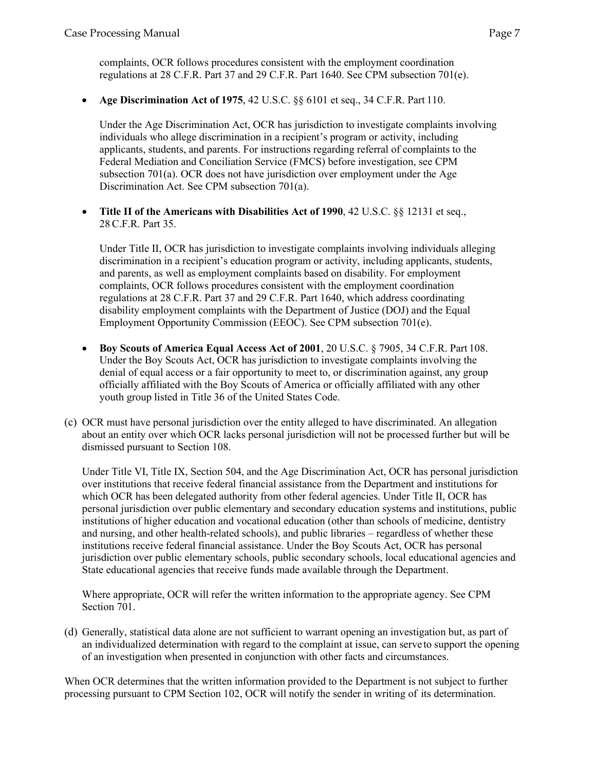complaints, OCR follows procedures consistent with the employment coordination regulations at 28 C.F.R. Part 37 and 29 C.F.R. Part 1640. See CPM subsection 701(e).

- **Age Discrimination Act of 1975**, 42 U.S.C. §§ 6101 et seq., 34 C.F.R. Part 110.

  Under the Age Discrimination Act, OCR has jurisdiction to investigate complaints involving individuals who allege discrimination in a recipient's program or activity, including applicants, students, and parents. For instructions regarding referral of complaints to the Federal Mediation and Conciliation Service (FMCS) before investigation, see CPM subsection 701(a). OCR does not have jurisdiction over employment under the Age Discrimination Act. See CPM subsection 701(a).

- **Title II of the Americans with Disabilities Act of 1990**, 42 U.S.C. §§ 12131 et seq., 28 C.F.R. Part 35.

  Under Title II, OCR has jurisdiction to investigate complaints involving individuals alleging discrimination in a recipient's education program or activity, including applicants, students, and parents, as well as employment complaints based on disability. For employment complaints, OCR follows procedures consistent with the employment coordination regulations at 28 C.F.R. Part 37 and 29 C.F.R. Part 1640, which address coordinating disability employment complaints with the Department of Justice (DOJ) and the Equal Employment Opportunity Commission (EEOC). See CPM subsection 701(e).

- **Boy Scouts of America Equal Access Act of 2001**, 20 U.S.C. § 7905, 34 C.F.R. Part 108. Under the Boy Scouts Act, OCR has jurisdiction to investigate complaints involving the denial of equal access or a fair opportunity to meet to, or discrimination against, any group officially affiliated with the Boy Scouts of America or officially affiliated with any other youth group listed in Title 36 of the United States Code.

(c) OCR must have personal jurisdiction over the entity alleged to have discriminated. An allegation about an entity over which OCR lacks personal jurisdiction will not be processed further but will be dismissed pursuant to Section 108.

Under Title VI, Title IX, Section 504, and the Age Discrimination Act, OCR has personal jurisdiction over institutions that receive federal financial assistance from the Department and institutions for which OCR has been delegated authority from other federal agencies. Under Title II, OCR has personal jurisdiction over public elementary and secondary education systems and institutions, public institutions of higher education and vocational education (other than schools of medicine, dentistry and nursing, and other health-related schools), and public libraries – regardless of whether these institutions receive federal financial assistance. Under the Boy Scouts Act, OCR has personal jurisdiction over public elementary schools, public secondary schools, local educational agencies and State educational agencies that receive funds made available through the Department.

Where appropriate, OCR will refer the written information to the appropriate agency. See CPM Section 701.

(d) Generally, statistical data alone are not sufficient to warrant opening an investigation but, as part of an individualized determination with regard to the complaint at issue, can serve to support the opening of an investigation when presented in conjunction with other facts and circumstances.

When OCR determines that the written information provided to the Department is not subject to further processing pursuant to CPM Section 102, OCR will notify the sender in writing of its determination.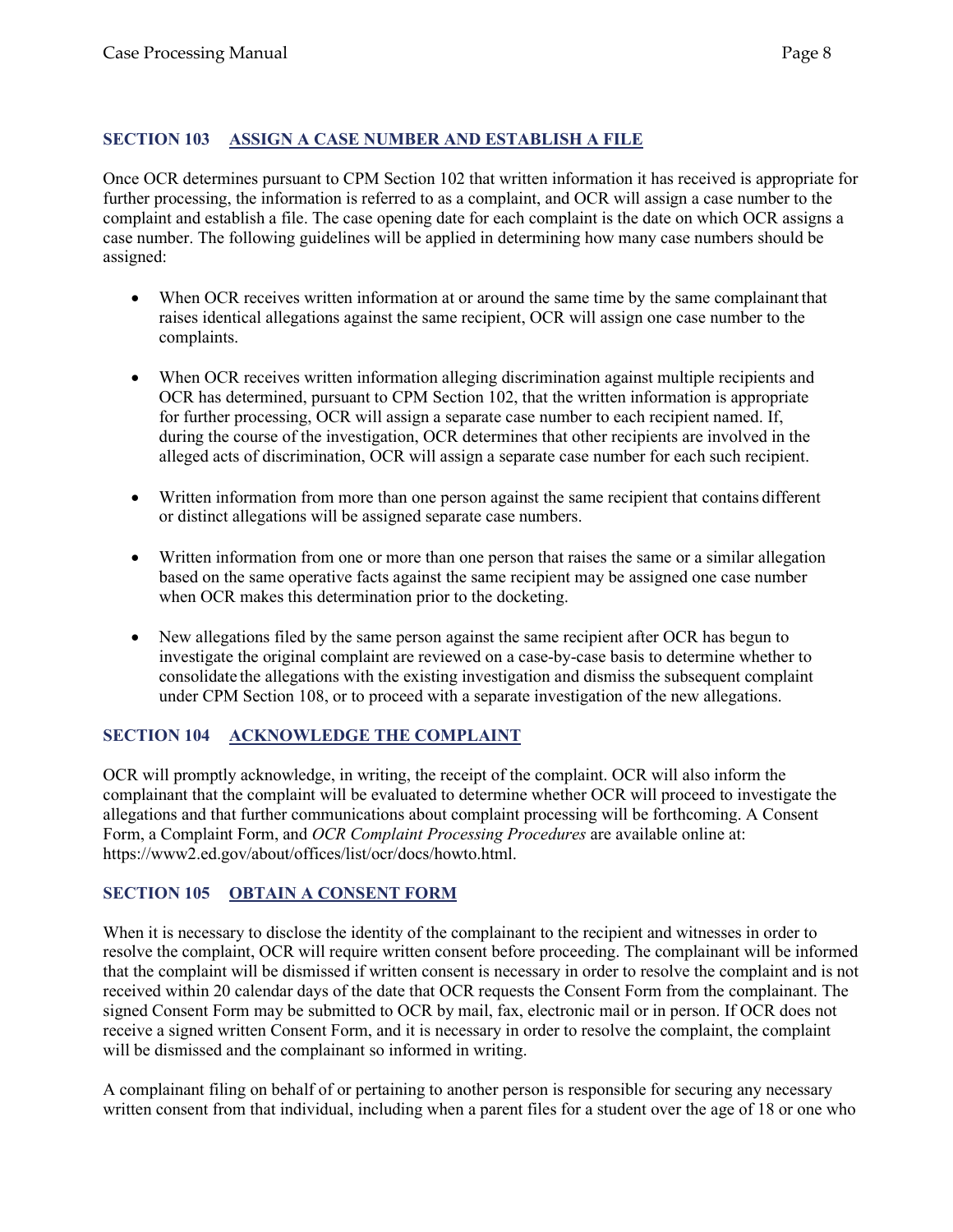## SECTION 103 ASSIGN A CASE NUMBER AND ESTABLISH A FILE

Once OCR determines pursuant to CPM Section 102 that written information it has received is appropriate for further processing, the information is referred to as a complaint, and OCR will assign a case number to the complaint and establish a file. The case opening date for each complaint is the date on which OCR assigns a case number. The following guidelines will be applied in determining how many case numbers should be assigned:

- When OCR receives written information at or around the same time by the same complainant that raises identical allegations against the same recipient, OCR will assign one case number to the complaints.
- When OCR receives written information alleging discrimination against multiple recipients and OCR has determined, pursuant to CPM Section 102, that the written information is appropriate for further processing, OCR will assign a separate case number to each recipient named. If, during the course of the investigation, OCR determines that other recipients are involved in the alleged acts of discrimination, OCR will assign a separate case number for each such recipient.
- Written information from more than one person against the same recipient that contains different or distinct allegations will be assigned separate case numbers.
- Written information from one or more than one person that raises the same or a similar allegation based on the same operative facts against the same recipient may be assigned one case number when OCR makes this determination prior to the docketing.
- New allegations filed by the same person against the same recipient after OCR has begun to investigate the original complaint are reviewed on a case-by-case basis to determine whether to consolidate the allegations with the existing investigation and dismiss the subsequent complaint under CPM Section 108, or to proceed with a separate investigation of the new allegations.

## SECTION 104 ACKNOWLEDGE THE COMPLAINT

OCR will promptly acknowledge, in writing, the receipt of the complaint. OCR will also inform the complainant that the complaint will be evaluated to determine whether OCR will proceed to investigate the allegations and that further communications about complaint processing will be forthcoming. A Consent Form, a Complaint Form, and *OCR Complaint Processing Procedures* are available online at: https://www2.ed.gov/about/offices/list/ocr/docs/howto.html.

## SECTION 105 OBTAIN A CONSENT FORM

When it is necessary to disclose the identity of the complainant to the recipient and witnesses in order to resolve the complaint, OCR will require written consent before proceeding. The complainant will be informed that the complaint will be dismissed if written consent is necessary in order to resolve the complaint and is not received within 20 calendar days of the date that OCR requests the Consent Form from the complainant. The signed Consent Form may be submitted to OCR by mail, fax, electronic mail or in person. If OCR does not receive a signed written Consent Form, and it is necessary in order to resolve the complaint, the complaint will be dismissed and the complainant so informed in writing.

A complainant filing on behalf of or pertaining to another person is responsible for securing any necessary written consent from that individual, including when a parent files for a student over the age of 18 or one who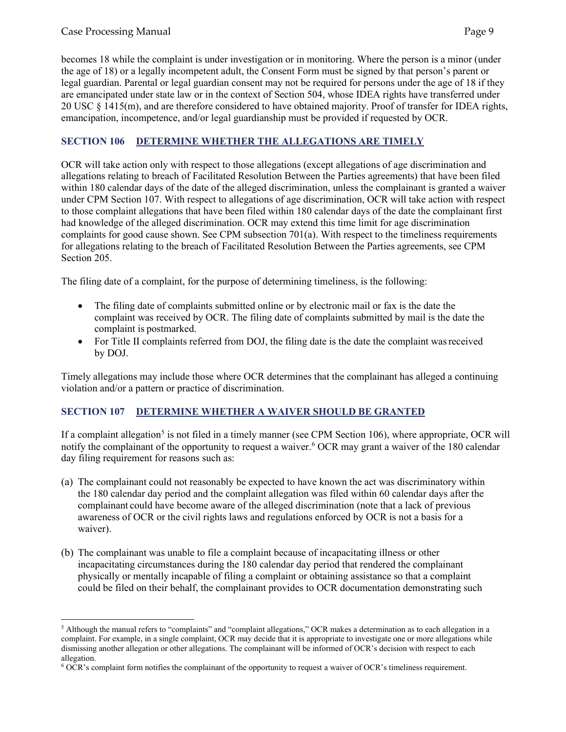becomes 18 while the complaint is under investigation or in monitoring. Where the person is a minor (under the age of 18) or a legally incompetent adult, the Consent Form must be signed by that person's parent or legal guardian. Parental or legal guardian consent may not be required for persons under the age of 18 if they are emancipated under state law or in the context of Section 504, whose IDEA rights have transferred under 20 USC § 1415(m), and are therefore considered to have obtained majority. Proof of transfer for IDEA rights, emancipation, incompetence, and/or legal guardianship must be provided if requested by OCR.

## SECTION 106 DETERMINE WHETHER THE ALLEGATIONS ARE TIMELY

OCR will take action only with respect to those allegations (except allegations of age discrimination and allegations relating to breach of Facilitated Resolution Between the Parties agreements) that have been filed within 180 calendar days of the date of the alleged discrimination, unless the complainant is granted a waiver under CPM Section 107. With respect to allegations of age discrimination, OCR will take action with respect to those complaint allegations that have been filed within 180 calendar days of the date the complainant first had knowledge of the alleged discrimination. OCR may extend this time limit for age discrimination complaints for good cause shown. See CPM subsection 701(a). With respect to the timeliness requirements for allegations relating to the breach of Facilitated Resolution Between the Parties agreements, see CPM Section 205.

The filing date of a complaint, for the purpose of determining timeliness, is the following:

- The filing date of complaints submitted online or by electronic mail or fax is the date the complaint was received by OCR. The filing date of complaints submitted by mail is the date the complaint is postmarked.
- For Title II complaints referred from DOJ, the filing date is the date the complaint was received by DOJ.

Timely allegations may include those where OCR determines that the complainant has alleged a continuing violation and/or a pattern or practice of discrimination.

## SECTION 107 DETERMINE WHETHER A WAIVER SHOULD BE GRANTED

If a complaint allegation[5] is not filed in a timely manner (see CPM Section 106), where appropriate, OCR will notify the complainant of the opportunity to request a waiver.[6] OCR may grant a waiver of the 180 calendar day filing requirement for reasons such as:

(a) The complainant could not reasonably be expected to have known the act was discriminatory within the 180 calendar day period and the complaint allegation was filed within 60 calendar days after the complainant could have become aware of the alleged discrimination (note that a lack of previous awareness of OCR or the civil rights laws and regulations enforced by OCR is not a basis for a waiver).

(b) The complainant was unable to file a complaint because of incapacitating illness or other incapacitating circumstances during the 180 calendar day period that rendered the complainant physically or mentally incapable of filing a complaint or obtaining assistance so that a complaint could be filed on their behalf, the complainant provides to OCR documentation demonstrating such

---

[5] Although the manual refers to "complaints" and "complaint allegations," OCR makes a determination as to each allegation in a complaint. For example, in a single complaint, OCR may decide that it is appropriate to investigate one or more allegations while dismissing another allegation or other allegations. The complainant will be informed of OCR's decision with respect to each allegation.

[6] OCR's complaint form notifies the complainant of the opportunity to request a waiver of OCR's timeliness requirement.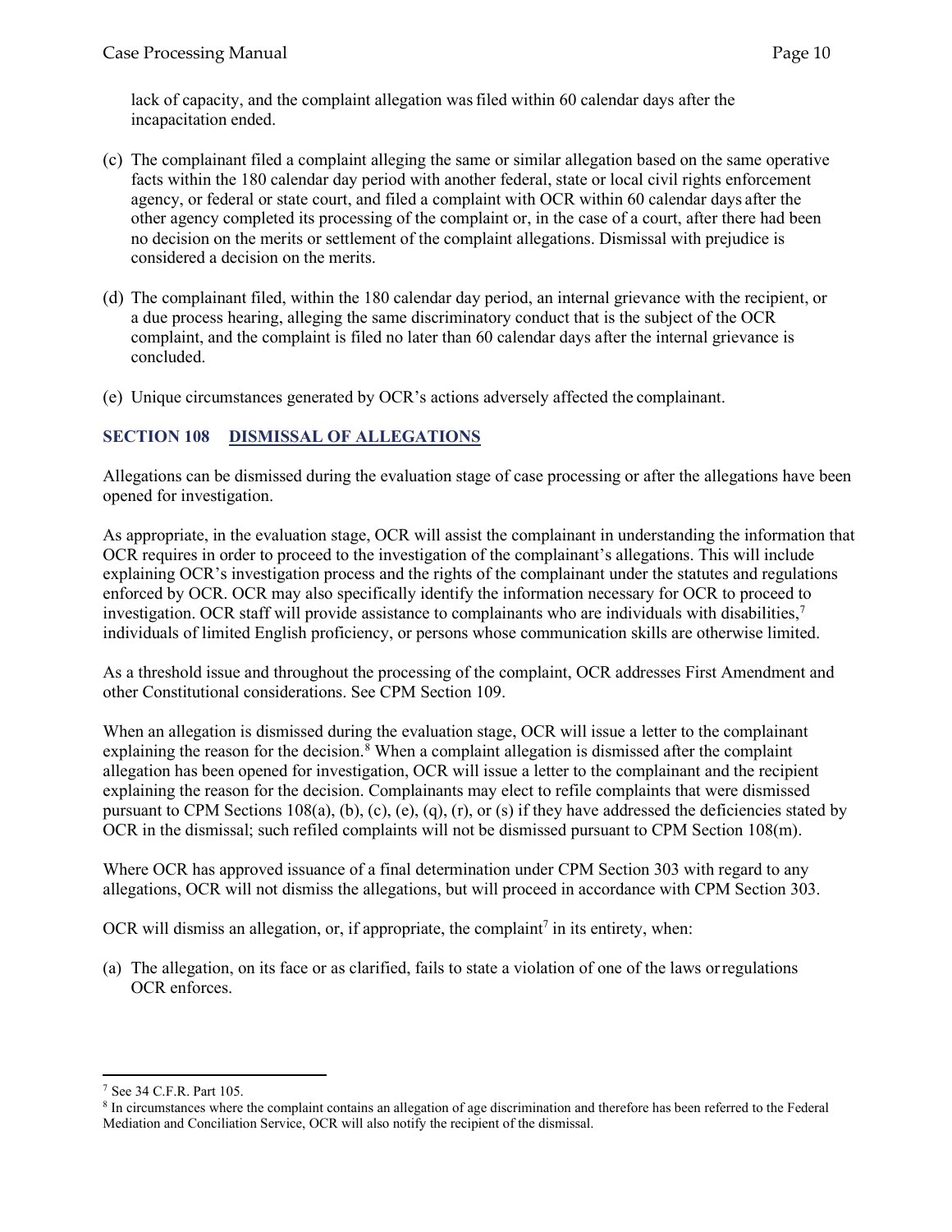lack of capacity, and the complaint allegation was filed within 60 calendar days after the incapacitation ended.

(c) The complainant filed a complaint alleging the same or similar allegation based on the same operative facts within the 180 calendar day period with another federal, state or local civil rights enforcement agency, or federal or state court, and filed a complaint with OCR within 60 calendar days after the other agency completed its processing of the complaint or, in the case of a court, after there had been no decision on the merits or settlement of the complaint allegations. Dismissal with prejudice is considered a decision on the merits.

(d) The complainant filed, within the 180 calendar day period, an internal grievance with the recipient, or a due process hearing, alleging the same discriminatory conduct that is the subject of the OCR complaint, and the complaint is filed no later than 60 calendar days after the internal grievance is concluded.

(e) Unique circumstances generated by OCR's actions adversely affected the complainant.

## SECTION 108 DISMISSAL OF ALLEGATIONS

Allegations can be dismissed during the evaluation stage of case processing or after the allegations have been opened for investigation.

As appropriate, in the evaluation stage, OCR will assist the complainant in understanding the information that OCR requires in order to proceed to the investigation of the complainant's allegations. This will include explaining OCR's investigation process and the rights of the complainant under the statutes and regulations enforced by OCR. OCR may also specifically identify the information necessary for OCR to proceed to investigation. OCR staff will provide assistance to complainants who are individuals with disabilities,[7] individuals of limited English proficiency, or persons whose communication skills are otherwise limited.

As a threshold issue and throughout the processing of the complaint, OCR addresses First Amendment and other Constitutional considerations. See CPM Section 109.

When an allegation is dismissed during the evaluation stage, OCR will issue a letter to the complainant explaining the reason for the decision.[8] When a complaint allegation is dismissed after the complaint allegation has been opened for investigation, OCR will issue a letter to the complainant and the recipient explaining the reason for the decision. Complainants may elect to refile complaints that were dismissed pursuant to CPM Sections 108(a), (b), (c), (e), (q), (r), or (s) if they have addressed the deficiencies stated by OCR in the dismissal; such refiled complaints will not be dismissed pursuant to CPM Section 108(m).

Where OCR has approved issuance of a final determination under CPM Section 303 with regard to any allegations, OCR will not dismiss the allegations, but will proceed in accordance with CPM Section 303.

OCR will dismiss an allegation, or, if appropriate, the complaint[7] in its entirety, when:

(a) The allegation, on its face or as clarified, fails to state a violation of one of the laws or regulations OCR enforces.

---

[7] See 34 C.F.R. Part 105.

[8] In circumstances where the complaint contains an allegation of age discrimination and therefore has been referred to the Federal Mediation and Conciliation Service, OCR will also notify the recipient of the dismissal.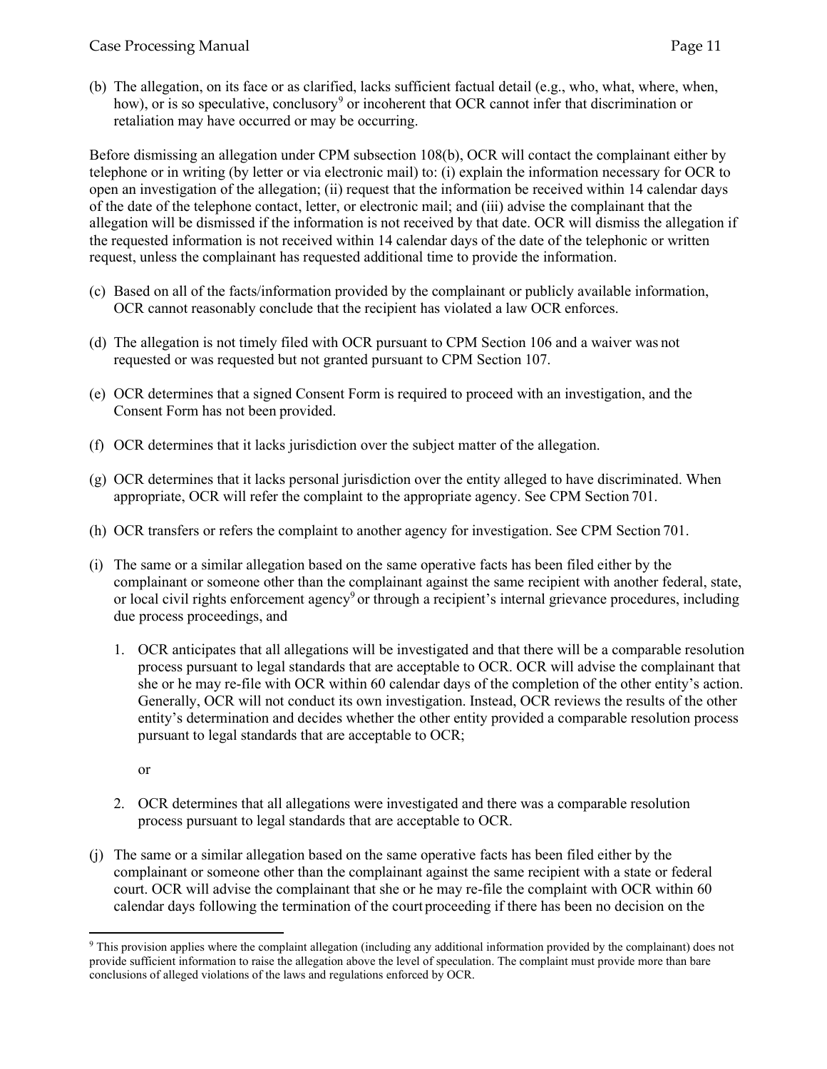(b) The allegation, on its face or as clarified, lacks sufficient factual detail (e.g., who, what, where, when, how), or is so speculative, conclusory[9] or incoherent that OCR cannot infer that discrimination or retaliation may have occurred or may be occurring.

Before dismissing an allegation under CPM subsection 108(b), OCR will contact the complainant either by telephone or in writing (by letter or via electronic mail) to: (i) explain the information necessary for OCR to open an investigation of the allegation; (ii) request that the information be received within 14 calendar days of the date of the telephone contact, letter, or electronic mail; and (iii) advise the complainant that the allegation will be dismissed if the information is not received by that date. OCR will dismiss the allegation if the requested information is not received within 14 calendar days of the date of the telephonic or written request, unless the complainant has requested additional time to provide the information.

(c) Based on all of the facts/information provided by the complainant or publicly available information, OCR cannot reasonably conclude that the recipient has violated a law OCR enforces.

(d) The allegation is not timely filed with OCR pursuant to CPM Section 106 and a waiver was not requested or was requested but not granted pursuant to CPM Section 107.

(e) OCR determines that a signed Consent Form is required to proceed with an investigation, and the Consent Form has not been provided.

(f) OCR determines that it lacks jurisdiction over the subject matter of the allegation.

(g) OCR determines that it lacks personal jurisdiction over the entity alleged to have discriminated. When appropriate, OCR will refer the complaint to the appropriate agency. See CPM Section 701.

(h) OCR transfers or refers the complaint to another agency for investigation. See CPM Section 701.

(i) The same or a similar allegation based on the same operative facts has been filed either by the complainant or someone other than the complainant against the same recipient with another federal, state, or local civil rights enforcement agency[9] or through a recipient's internal grievance procedures, including due process proceedings, and

1. OCR anticipates that all allegations will be investigated and that there will be a comparable resolution process pursuant to legal standards that are acceptable to OCR. OCR will advise the complainant that she or he may re-file with OCR within 60 calendar days of the completion of the other entity's action. Generally, OCR will not conduct its own investigation. Instead, OCR reviews the results of the other entity's determination and decides whether the other entity provided a comparable resolution process pursuant to legal standards that are acceptable to OCR;

   or

2. OCR determines that all allegations were investigated and there was a comparable resolution process pursuant to legal standards that are acceptable to OCR.

(j) The same or a similar allegation based on the same operative facts has been filed either by the complainant or someone other than the complainant against the same recipient with a state or federal court. OCR will advise the complainant that she or he may re-file the complaint with OCR within 60 calendar days following the termination of the court proceeding if there has been no decision on the

---

[9] This provision applies where the complaint allegation (including any additional information provided by the complainant) does not provide sufficient information to raise the allegation above the level of speculation. The complaint must provide more than bare conclusions of alleged violations of the laws and regulations enforced by OCR.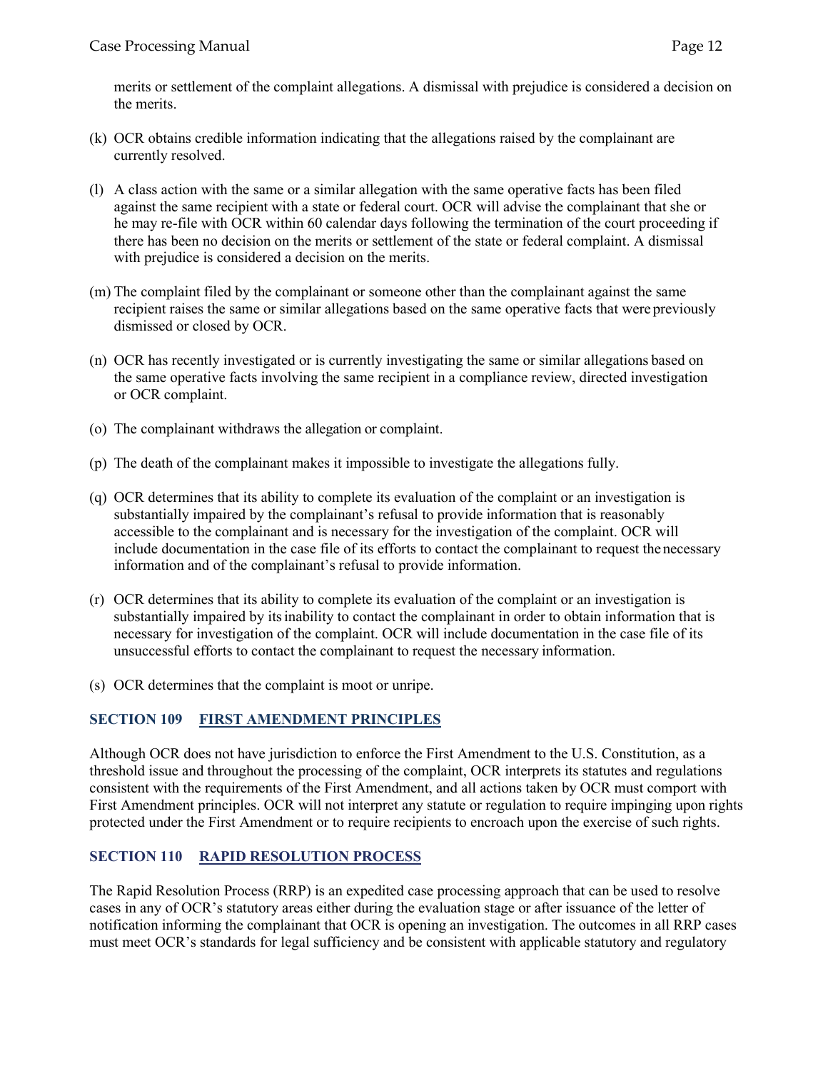merits or settlement of the complaint allegations. A dismissal with prejudice is considered a decision on the merits.

(k) OCR obtains credible information indicating that the allegations raised by the complainant are currently resolved.

(l) A class action with the same or a similar allegation with the same operative facts has been filed against the same recipient with a state or federal court. OCR will advise the complainant that she or he may re-file with OCR within 60 calendar days following the termination of the court proceeding if there has been no decision on the merits or settlement of the state or federal complaint. A dismissal with prejudice is considered a decision on the merits.

(m) The complaint filed by the complainant or someone other than the complainant against the same recipient raises the same or similar allegations based on the same operative facts that were previously dismissed or closed by OCR.

(n) OCR has recently investigated or is currently investigating the same or similar allegations based on the same operative facts involving the same recipient in a compliance review, directed investigation or OCR complaint.

(o) The complainant withdraws the allegation or complaint.

(p) The death of the complainant makes it impossible to investigate the allegations fully.

(q) OCR determines that its ability to complete its evaluation of the complaint or an investigation is substantially impaired by the complainant's refusal to provide information that is reasonably accessible to the complainant and is necessary for the investigation of the complaint. OCR will include documentation in the case file of its efforts to contact the complainant to request the necessary information and of the complainant's refusal to provide information.

(r) OCR determines that its ability to complete its evaluation of the complaint or an investigation is substantially impaired by its inability to contact the complainant in order to obtain information that is necessary for investigation of the complaint. OCR will include documentation in the case file of its unsuccessful efforts to contact the complainant to request the necessary information.

(s) OCR determines that the complaint is moot or unripe.

## SECTION 109 FIRST AMENDMENT PRINCIPLES

Although OCR does not have jurisdiction to enforce the First Amendment to the U.S. Constitution, as a threshold issue and throughout the processing of the complaint, OCR interprets its statutes and regulations consistent with the requirements of the First Amendment, and all actions taken by OCR must comport with First Amendment principles. OCR will not interpret any statute or regulation to require impinging upon rights protected under the First Amendment or to require recipients to encroach upon the exercise of such rights.

## SECTION 110 RAPID RESOLUTION PROCESS

The Rapid Resolution Process (RRP) is an expedited case processing approach that can be used to resolve cases in any of OCR's statutory areas either during the evaluation stage or after issuance of the letter of notification informing the complainant that OCR is opening an investigation. The outcomes in all RRP cases must meet OCR's standards for legal sufficiency and be consistent with applicable statutory and regulatory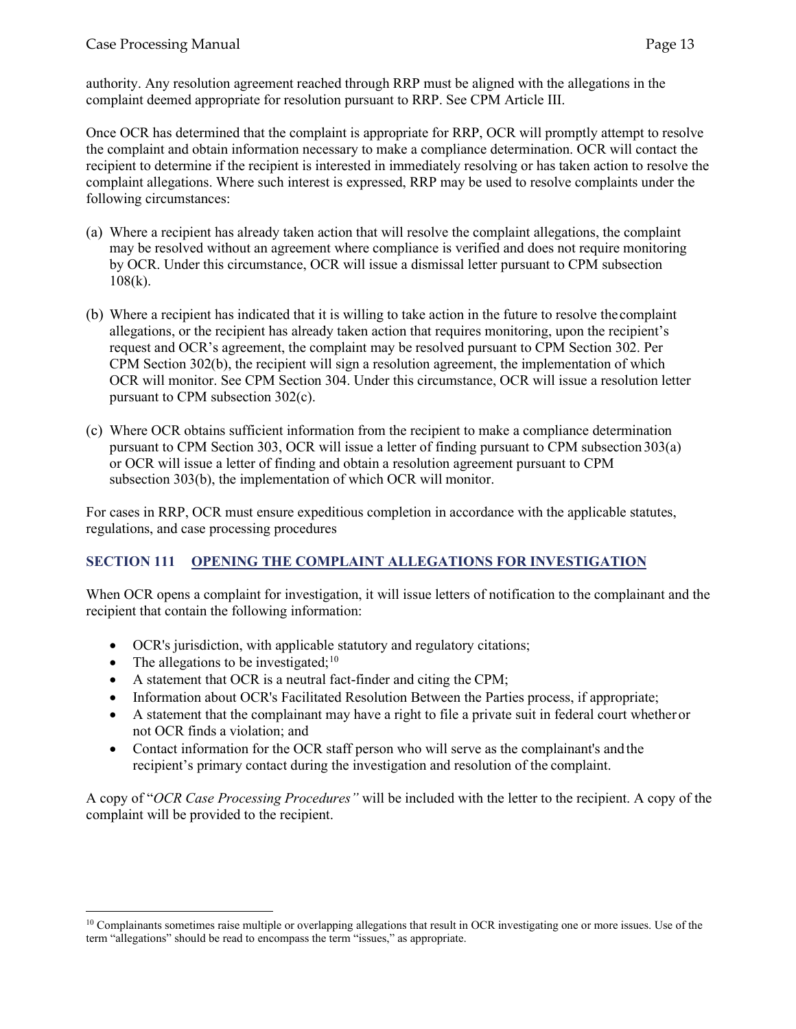authority. Any resolution agreement reached through RRP must be aligned with the allegations in the complaint deemed appropriate for resolution pursuant to RRP. See CPM Article III.

Once OCR has determined that the complaint is appropriate for RRP, OCR will promptly attempt to resolve the complaint and obtain information necessary to make a compliance determination. OCR will contact the recipient to determine if the recipient is interested in immediately resolving or has taken action to resolve the complaint allegations. Where such interest is expressed, RRP may be used to resolve complaints under the following circumstances:

(a) Where a recipient has already taken action that will resolve the complaint allegations, the complaint may be resolved without an agreement where compliance is verified and does not require monitoring by OCR. Under this circumstance, OCR will issue a dismissal letter pursuant to CPM subsection 108(k).

(b) Where a recipient has indicated that it is willing to take action in the future to resolve the complaint allegations, or the recipient has already taken action that requires monitoring, upon the recipient's request and OCR's agreement, the complaint may be resolved pursuant to CPM Section 302. Per CPM Section 302(b), the recipient will sign a resolution agreement, the implementation of which OCR will monitor. See CPM Section 304. Under this circumstance, OCR will issue a resolution letter pursuant to CPM subsection 302(c).

(c) Where OCR obtains sufficient information from the recipient to make a compliance determination pursuant to CPM Section 303, OCR will issue a letter of finding pursuant to CPM subsection 303(a) or OCR will issue a letter of finding and obtain a resolution agreement pursuant to CPM subsection 303(b), the implementation of which OCR will monitor.

For cases in RRP, OCR must ensure expeditious completion in accordance with the applicable statutes, regulations, and case processing procedures

## SECTION 111 OPENING THE COMPLAINT ALLEGATIONS FOR INVESTIGATION

When OCR opens a complaint for investigation, it will issue letters of notification to the complainant and the recipient that contain the following information:

- OCR's jurisdiction, with applicable statutory and regulatory citations;
- The allegations to be investigated;[10]
- A statement that OCR is a neutral fact-finder and citing the CPM;
- Information about OCR's Facilitated Resolution Between the Parties process, if appropriate;
- A statement that the complainant may have a right to file a private suit in federal court whether or not OCR finds a violation; and
- Contact information for the OCR staff person who will serve as the complainant's and the recipient's primary contact during the investigation and resolution of the complaint.

A copy of "*OCR Case Processing Procedures"* will be included with the letter to the recipient. A copy of the complaint will be provided to the recipient.

[10] Complainants sometimes raise multiple or overlapping allegations that result in OCR investigating one or more issues. Use of the term "allegations" should be read to encompass the term "issues," as appropriate.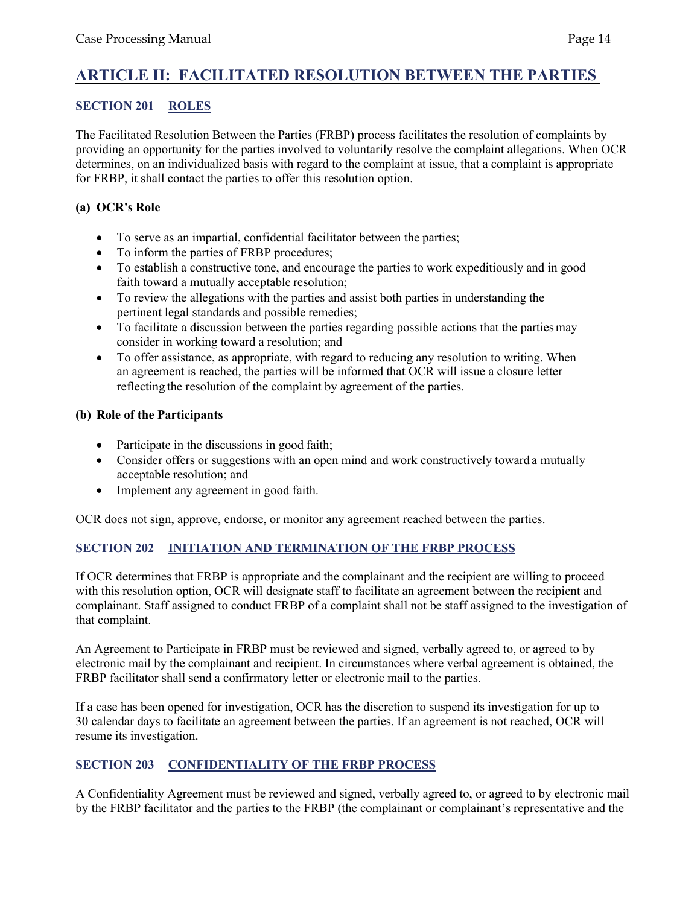# ARTICLE II: FACILITATED RESOLUTION BETWEEN THE PARTIES

## SECTION 201 ROLES

The Facilitated Resolution Between the Parties (FRBP) process facilitates the resolution of complaints by providing an opportunity for the parties involved to voluntarily resolve the complaint allegations. When OCR determines, on an individualized basis with regard to the complaint at issue, that a complaint is appropriate for FRBP, it shall contact the parties to offer this resolution option.

### (a) OCR's Role

- To serve as an impartial, confidential facilitator between the parties;
- To inform the parties of FRBP procedures;
- To establish a constructive tone, and encourage the parties to work expeditiously and in good faith toward a mutually acceptable resolution;
- To review the allegations with the parties and assist both parties in understanding the pertinent legal standards and possible remedies;
- To facilitate a discussion between the parties regarding possible actions that the parties may consider in working toward a resolution; and
- To offer assistance, as appropriate, with regard to reducing any resolution to writing. When an agreement is reached, the parties will be informed that OCR will issue a closure letter reflecting the resolution of the complaint by agreement of the parties.

### (b) Role of the Participants

- Participate in the discussions in good faith;
- Consider offers or suggestions with an open mind and work constructively toward a mutually acceptable resolution; and
- Implement any agreement in good faith.

OCR does not sign, approve, endorse, or monitor any agreement reached between the parties.

## SECTION 202 INITIATION AND TERMINATION OF THE FRBP PROCESS

If OCR determines that FRBP is appropriate and the complainant and the recipient are willing to proceed with this resolution option, OCR will designate staff to facilitate an agreement between the recipient and complainant. Staff assigned to conduct FRBP of a complaint shall not be staff assigned to the investigation of that complaint.

An Agreement to Participate in FRBP must be reviewed and signed, verbally agreed to, or agreed to by electronic mail by the complainant and recipient. In circumstances where verbal agreement is obtained, the FRBP facilitator shall send a confirmatory letter or electronic mail to the parties.

If a case has been opened for investigation, OCR has the discretion to suspend its investigation for up to 30 calendar days to facilitate an agreement between the parties. If an agreement is not reached, OCR will resume its investigation.

## SECTION 203 CONFIDENTIALITY OF THE FRBP PROCESS

A Confidentiality Agreement must be reviewed and signed, verbally agreed to, or agreed to by electronic mail by the FRBP facilitator and the parties to the FRBP (the complainant or complainant's representative and the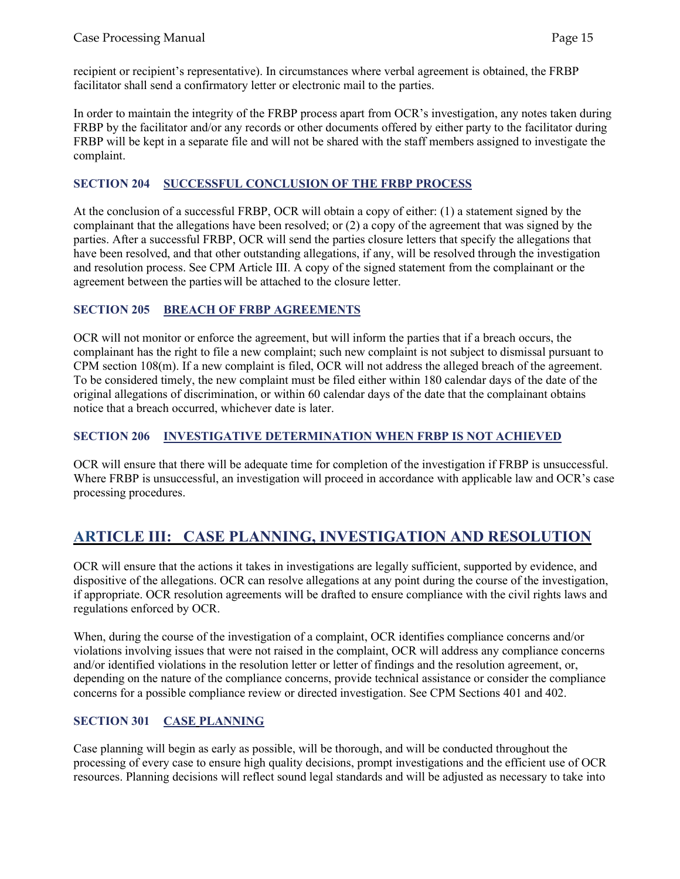recipient or recipient's representative). In circumstances where verbal agreement is obtained, the FRBP facilitator shall send a confirmatory letter or electronic mail to the parties.

In order to maintain the integrity of the FRBP process apart from OCR's investigation, any notes taken during FRBP by the facilitator and/or any records or other documents offered by either party to the facilitator during FRBP will be kept in a separate file and will not be shared with the staff members assigned to investigate the complaint.

### SECTION 204 SUCCESSFUL CONCLUSION OF THE FRBP PROCESS

At the conclusion of a successful FRBP, OCR will obtain a copy of either: (1) a statement signed by the complainant that the allegations have been resolved; or (2) a copy of the agreement that was signed by the parties. After a successful FRBP, OCR will send the parties closure letters that specify the allegations that have been resolved, and that other outstanding allegations, if any, will be resolved through the investigation and resolution process. See CPM Article III. A copy of the signed statement from the complainant or the agreement between the parties will be attached to the closure letter.

### SECTION 205 BREACH OF FRBP AGREEMENTS

OCR will not monitor or enforce the agreement, but will inform the parties that if a breach occurs, the complainant has the right to file a new complaint; such new complaint is not subject to dismissal pursuant to CPM section 108(m). If a new complaint is filed, OCR will not address the alleged breach of the agreement. To be considered timely, the new complaint must be filed either within 180 calendar days of the date of the original allegations of discrimination, or within 60 calendar days of the date that the complainant obtains notice that a breach occurred, whichever date is later.

### SECTION 206 INVESTIGATIVE DETERMINATION WHEN FRBP IS NOT ACHIEVED

OCR will ensure that there will be adequate time for completion of the investigation if FRBP is unsuccessful. Where FRBP is unsuccessful, an investigation will proceed in accordance with applicable law and OCR's case processing procedures.

## ARTICLE III: CASE PLANNING, INVESTIGATION AND RESOLUTION

OCR will ensure that the actions it takes in investigations are legally sufficient, supported by evidence, and dispositive of the allegations. OCR can resolve allegations at any point during the course of the investigation, if appropriate. OCR resolution agreements will be drafted to ensure compliance with the civil rights laws and regulations enforced by OCR.

When, during the course of the investigation of a complaint, OCR identifies compliance concerns and/or violations involving issues that were not raised in the complaint, OCR will address any compliance concerns and/or identified violations in the resolution letter or letter of findings and the resolution agreement, or, depending on the nature of the compliance concerns, provide technical assistance or consider the compliance concerns for a possible compliance review or directed investigation. See CPM Sections 401 and 402.

### SECTION 301 CASE PLANNING

Case planning will begin as early as possible, will be thorough, and will be conducted throughout the processing of every case to ensure high quality decisions, prompt investigations and the efficient use of OCR resources. Planning decisions will reflect sound legal standards and will be adjusted as necessary to take into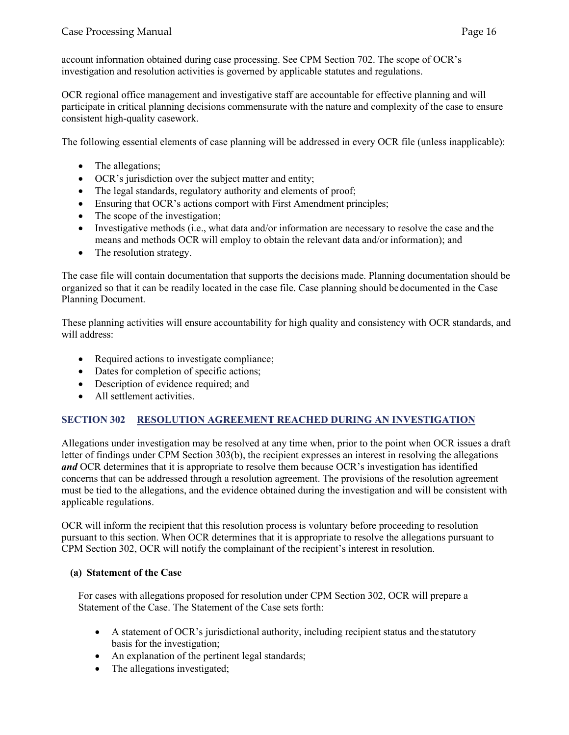account information obtained during case processing. See CPM Section 702. The scope of OCR's investigation and resolution activities is governed by applicable statutes and regulations.

OCR regional office management and investigative staff are accountable for effective planning and will participate in critical planning decisions commensurate with the nature and complexity of the case to ensure consistent high-quality casework.

The following essential elements of case planning will be addressed in every OCR file (unless inapplicable):

- The allegations;
- OCR's jurisdiction over the subject matter and entity;
- The legal standards, regulatory authority and elements of proof;
- Ensuring that OCR's actions comport with First Amendment principles;
- The scope of the investigation;
- Investigative methods (i.e., what data and/or information are necessary to resolve the case and the means and methods OCR will employ to obtain the relevant data and/or information); and
- The resolution strategy.

The case file will contain documentation that supports the decisions made. Planning documentation should be organized so that it can be readily located in the case file. Case planning should be documented in the Case Planning Document.

These planning activities will ensure accountability for high quality and consistency with OCR standards, and will address:

- Required actions to investigate compliance;
- Dates for completion of specific actions;
- Description of evidence required; and
- All settlement activities.

## SECTION 302 RESOLUTION AGREEMENT REACHED DURING AN INVESTIGATION

Allegations under investigation may be resolved at any time when, prior to the point when OCR issues a draft letter of findings under CPM Section 303(b), the recipient expresses an interest in resolving the allegations ***and*** OCR determines that it is appropriate to resolve them because OCR's investigation has identified concerns that can be addressed through a resolution agreement. The provisions of the resolution agreement must be tied to the allegations, and the evidence obtained during the investigation and will be consistent with applicable regulations.

OCR will inform the recipient that this resolution process is voluntary before proceeding to resolution pursuant to this section. When OCR determines that it is appropriate to resolve the allegations pursuant to CPM Section 302, OCR will notify the complainant of the recipient's interest in resolution.

### (a) Statement of the Case

For cases with allegations proposed for resolution under CPM Section 302, OCR will prepare a Statement of the Case. The Statement of the Case sets forth:

- A statement of OCR's jurisdictional authority, including recipient status and the statutory basis for the investigation;
- An explanation of the pertinent legal standards;
- The allegations investigated;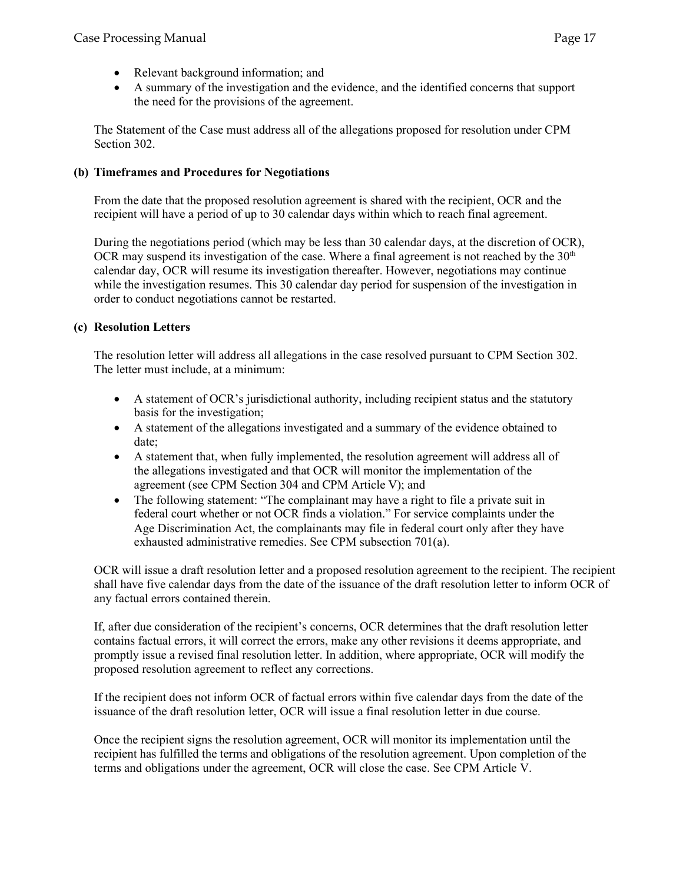- Relevant background information; and
- A summary of the investigation and the evidence, and the identified concerns that support the need for the provisions of the agreement.

The Statement of the Case must address all of the allegations proposed for resolution under CPM Section 302.

**(b) Timeframes and Procedures for Negotiations**

From the date that the proposed resolution agreement is shared with the recipient, OCR and the recipient will have a period of up to 30 calendar days within which to reach final agreement.

During the negotiations period (which may be less than 30 calendar days, at the discretion of OCR), OCR may suspend its investigation of the case. Where a final agreement is not reached by the 30th calendar day, OCR will resume its investigation thereafter. However, negotiations may continue while the investigation resumes. This 30 calendar day period for suspension of the investigation in order to conduct negotiations cannot be restarted.

**(c) Resolution Letters**

The resolution letter will address all allegations in the case resolved pursuant to CPM Section 302. The letter must include, at a minimum:

- A statement of OCR's jurisdictional authority, including recipient status and the statutory basis for the investigation;
- A statement of the allegations investigated and a summary of the evidence obtained to date;
- A statement that, when fully implemented, the resolution agreement will address all of the allegations investigated and that OCR will monitor the implementation of the agreement (see CPM Section 304 and CPM Article V); and
- The following statement: "The complainant may have a right to file a private suit in federal court whether or not OCR finds a violation." For service complaints under the Age Discrimination Act, the complainants may file in federal court only after they have exhausted administrative remedies. See CPM subsection 701(a).

OCR will issue a draft resolution letter and a proposed resolution agreement to the recipient. The recipient shall have five calendar days from the date of the issuance of the draft resolution letter to inform OCR of any factual errors contained therein.

If, after due consideration of the recipient's concerns, OCR determines that the draft resolution letter contains factual errors, it will correct the errors, make any other revisions it deems appropriate, and promptly issue a revised final resolution letter. In addition, where appropriate, OCR will modify the proposed resolution agreement to reflect any corrections.

If the recipient does not inform OCR of factual errors within five calendar days from the date of the issuance of the draft resolution letter, OCR will issue a final resolution letter in due course.

Once the recipient signs the resolution agreement, OCR will monitor its implementation until the recipient has fulfilled the terms and obligations of the resolution agreement. Upon completion of the terms and obligations under the agreement, OCR will close the case. See CPM Article V.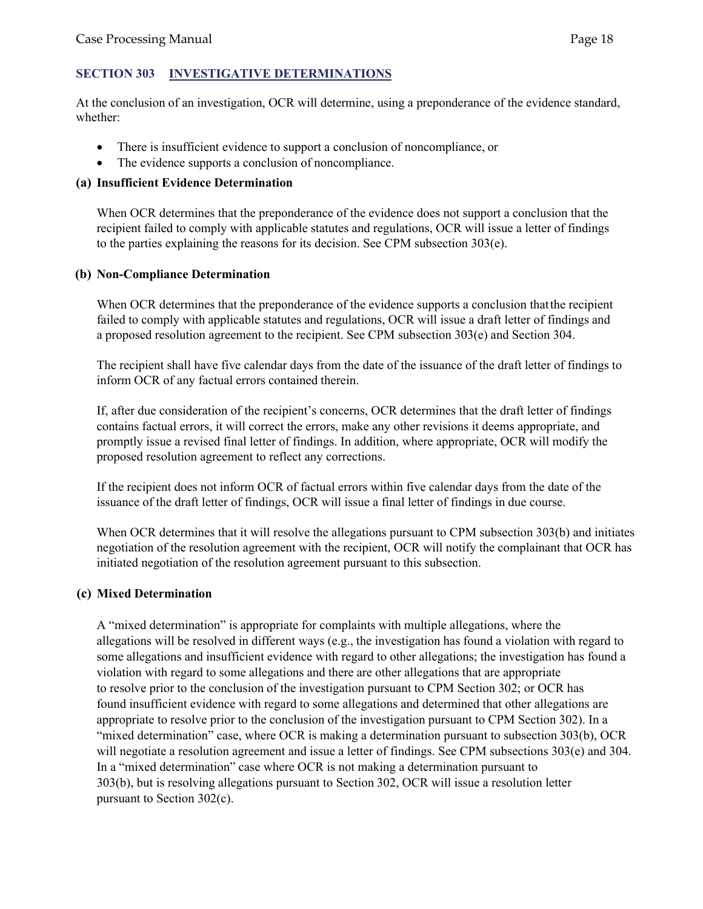## SECTION 303 INVESTIGATIVE DETERMINATIONS

At the conclusion of an investigation, OCR will determine, using a preponderance of the evidence standard, whether:

- There is insufficient evidence to support a conclusion of noncompliance, or
- The evidence supports a conclusion of noncompliance.

**(a) Insufficient Evidence Determination**

When OCR determines that the preponderance of the evidence does not support a conclusion that the recipient failed to comply with applicable statutes and regulations, OCR will issue a letter of findings to the parties explaining the reasons for its decision. See CPM subsection 303(e).

**(b) Non-Compliance Determination**

When OCR determines that the preponderance of the evidence supports a conclusion that the recipient failed to comply with applicable statutes and regulations, OCR will issue a draft letter of findings and a proposed resolution agreement to the recipient. See CPM subsection 303(e) and Section 304.

The recipient shall have five calendar days from the date of the issuance of the draft letter of findings to inform OCR of any factual errors contained therein.

If, after due consideration of the recipient's concerns, OCR determines that the draft letter of findings contains factual errors, it will correct the errors, make any other revisions it deems appropriate, and promptly issue a revised final letter of findings. In addition, where appropriate, OCR will modify the proposed resolution agreement to reflect any corrections.

If the recipient does not inform OCR of factual errors within five calendar days from the date of the issuance of the draft letter of findings, OCR will issue a final letter of findings in due course.

When OCR determines that it will resolve the allegations pursuant to CPM subsection 303(b) and initiates negotiation of the resolution agreement with the recipient, OCR will notify the complainant that OCR has initiated negotiation of the resolution agreement pursuant to this subsection.

**(c) Mixed Determination**

A "mixed determination" is appropriate for complaints with multiple allegations, where the allegations will be resolved in different ways (e.g., the investigation has found a violation with regard to some allegations and insufficient evidence with regard to other allegations; the investigation has found a violation with regard to some allegations and there are other allegations that are appropriate to resolve prior to the conclusion of the investigation pursuant to CPM Section 302; or OCR has found insufficient evidence with regard to some allegations and determined that other allegations are appropriate to resolve prior to the conclusion of the investigation pursuant to CPM Section 302). In a "mixed determination" case, where OCR is making a determination pursuant to subsection 303(b), OCR will negotiate a resolution agreement and issue a letter of findings. See CPM subsections 303(e) and 304. In a "mixed determination" case where OCR is not making a determination pursuant to 303(b), but is resolving allegations pursuant to Section 302, OCR will issue a resolution letter pursuant to Section 302(c).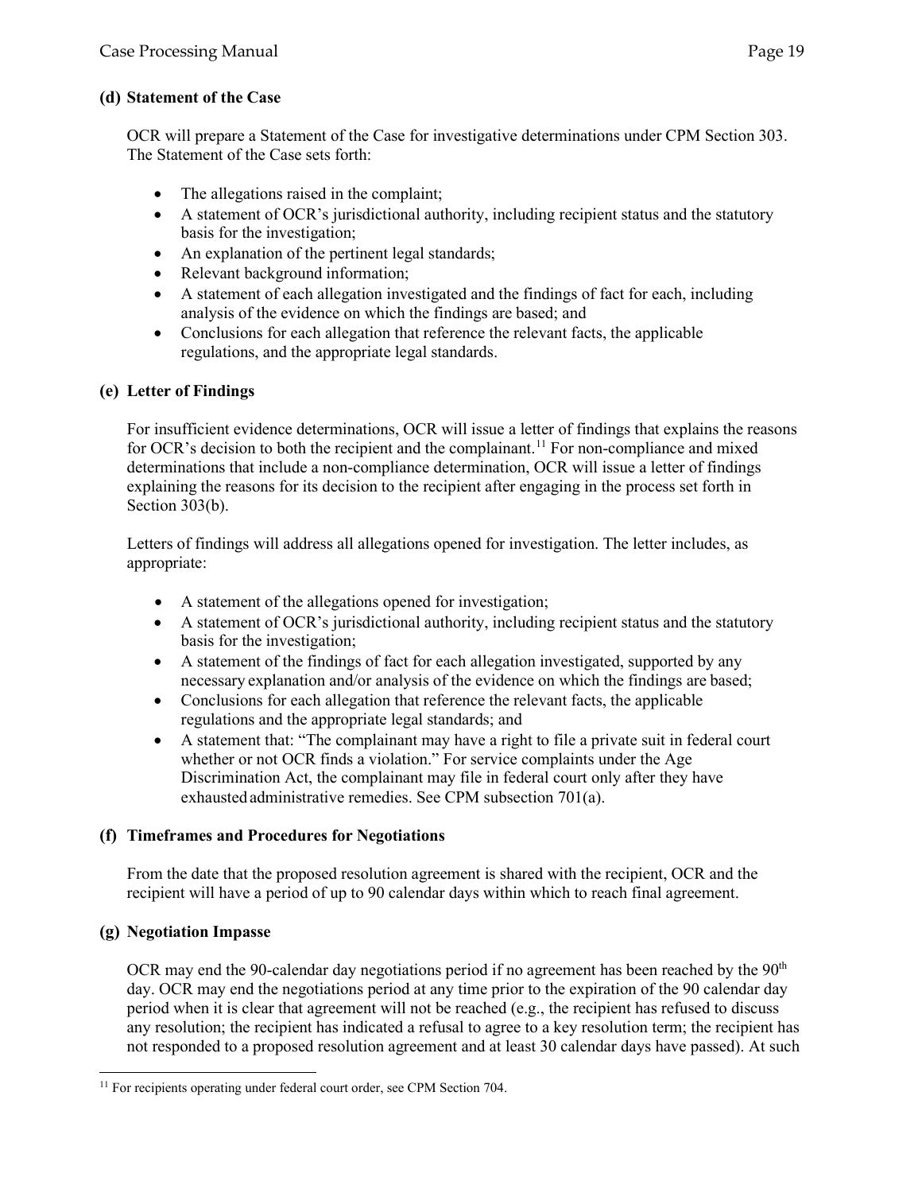### (d) Statement of the Case

OCR will prepare a Statement of the Case for investigative determinations under CPM Section 303. The Statement of the Case sets forth:

- The allegations raised in the complaint;
- A statement of OCR's jurisdictional authority, including recipient status and the statutory basis for the investigation;
- An explanation of the pertinent legal standards;
- Relevant background information;
- A statement of each allegation investigated and the findings of fact for each, including analysis of the evidence on which the findings are based; and
- Conclusions for each allegation that reference the relevant facts, the applicable regulations, and the appropriate legal standards.

### (e) Letter of Findings

For insufficient evidence determinations, OCR will issue a letter of findings that explains the reasons for OCR's decision to both the recipient and the complainant.[11] For non-compliance and mixed determinations that include a non-compliance determination, OCR will issue a letter of findings explaining the reasons for its decision to the recipient after engaging in the process set forth in Section 303(b).

Letters of findings will address all allegations opened for investigation. The letter includes, as appropriate:

- A statement of the allegations opened for investigation;
- A statement of OCR's jurisdictional authority, including recipient status and the statutory basis for the investigation;
- A statement of the findings of fact for each allegation investigated, supported by any necessary explanation and/or analysis of the evidence on which the findings are based;
- Conclusions for each allegation that reference the relevant facts, the applicable regulations and the appropriate legal standards; and
- A statement that: "The complainant may have a right to file a private suit in federal court whether or not OCR finds a violation." For service complaints under the Age Discrimination Act, the complainant may file in federal court only after they have exhausted administrative remedies. See CPM subsection 701(a).

### (f) Timeframes and Procedures for Negotiations

From the date that the proposed resolution agreement is shared with the recipient, OCR and the recipient will have a period of up to 90 calendar days within which to reach final agreement.

### (g) Negotiation Impasse

OCR may end the 90-calendar day negotiations period if no agreement has been reached by the 90th day. OCR may end the negotiations period at any time prior to the expiration of the 90 calendar day period when it is clear that agreement will not be reached (e.g., the recipient has refused to discuss any resolution; the recipient has indicated a refusal to agree to a key resolution term; the recipient has not responded to a proposed resolution agreement and at least 30 calendar days have passed). At such

[11] For recipients operating under federal court order, see CPM Section 704.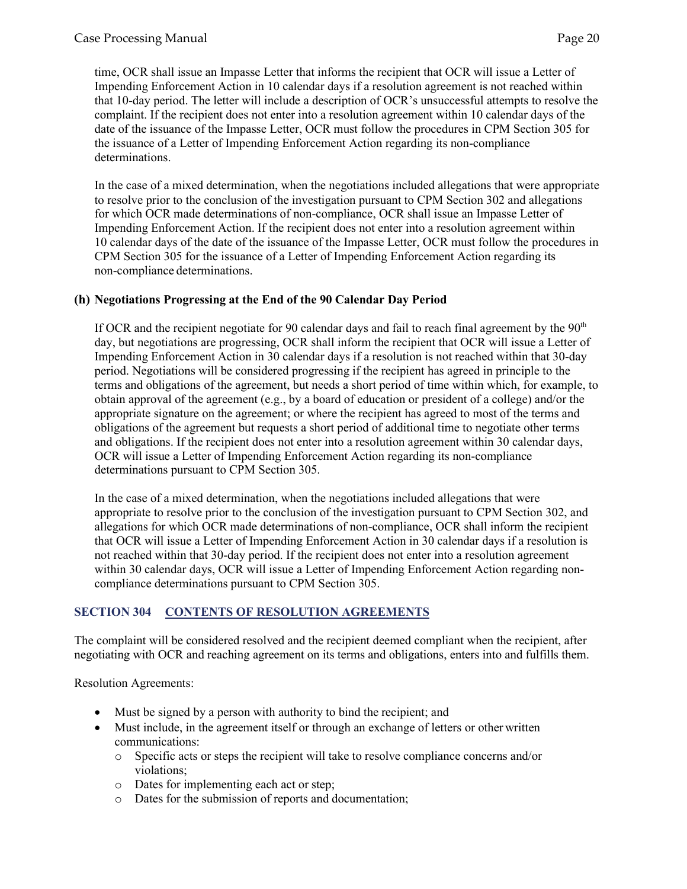time, OCR shall issue an Impasse Letter that informs the recipient that OCR will issue a Letter of Impending Enforcement Action in 10 calendar days if a resolution agreement is not reached within that 10-day period. The letter will include a description of OCR's unsuccessful attempts to resolve the complaint. If the recipient does not enter into a resolution agreement within 10 calendar days of the date of the issuance of the Impasse Letter, OCR must follow the procedures in CPM Section 305 for the issuance of a Letter of Impending Enforcement Action regarding its non-compliance determinations.

In the case of a mixed determination, when the negotiations included allegations that were appropriate to resolve prior to the conclusion of the investigation pursuant to CPM Section 302 and allegations for which OCR made determinations of non-compliance, OCR shall issue an Impasse Letter of Impending Enforcement Action. If the recipient does not enter into a resolution agreement within 10 calendar days of the date of the issuance of the Impasse Letter, OCR must follow the procedures in CPM Section 305 for the issuance of a Letter of Impending Enforcement Action regarding its non-compliance determinations.

### (h) Negotiations Progressing at the End of the 90 Calendar Day Period

If OCR and the recipient negotiate for 90 calendar days and fail to reach final agreement by the 90th day, but negotiations are progressing, OCR shall inform the recipient that OCR will issue a Letter of Impending Enforcement Action in 30 calendar days if a resolution is not reached within that 30-day period. Negotiations will be considered progressing if the recipient has agreed in principle to the terms and obligations of the agreement, but needs a short period of time within which, for example, to obtain approval of the agreement (e.g., by a board of education or president of a college) and/or the appropriate signature on the agreement; or where the recipient has agreed to most of the terms and obligations of the agreement but requests a short period of additional time to negotiate other terms and obligations. If the recipient does not enter into a resolution agreement within 30 calendar days, OCR will issue a Letter of Impending Enforcement Action regarding its non-compliance determinations pursuant to CPM Section 305.

In the case of a mixed determination, when the negotiations included allegations that were appropriate to resolve prior to the conclusion of the investigation pursuant to CPM Section 302, and allegations for which OCR made determinations of non-compliance, OCR shall inform the recipient that OCR will issue a Letter of Impending Enforcement Action in 30 calendar days if a resolution is not reached within that 30-day period. If the recipient does not enter into a resolution agreement within 30 calendar days, OCR will issue a Letter of Impending Enforcement Action regarding non-compliance determinations pursuant to CPM Section 305.

## SECTION 304 CONTENTS OF RESOLUTION AGREEMENTS

The complaint will be considered resolved and the recipient deemed compliant when the recipient, after negotiating with OCR and reaching agreement on its terms and obligations, enters into and fulfills them.

Resolution Agreements:

- Must be signed by a person with authority to bind the recipient; and
- Must include, in the agreement itself or through an exchange of letters or other written communications:
  - Specific acts or steps the recipient will take to resolve compliance concerns and/or violations;
  - Dates for implementing each act or step;
  - Dates for the submission of reports and documentation;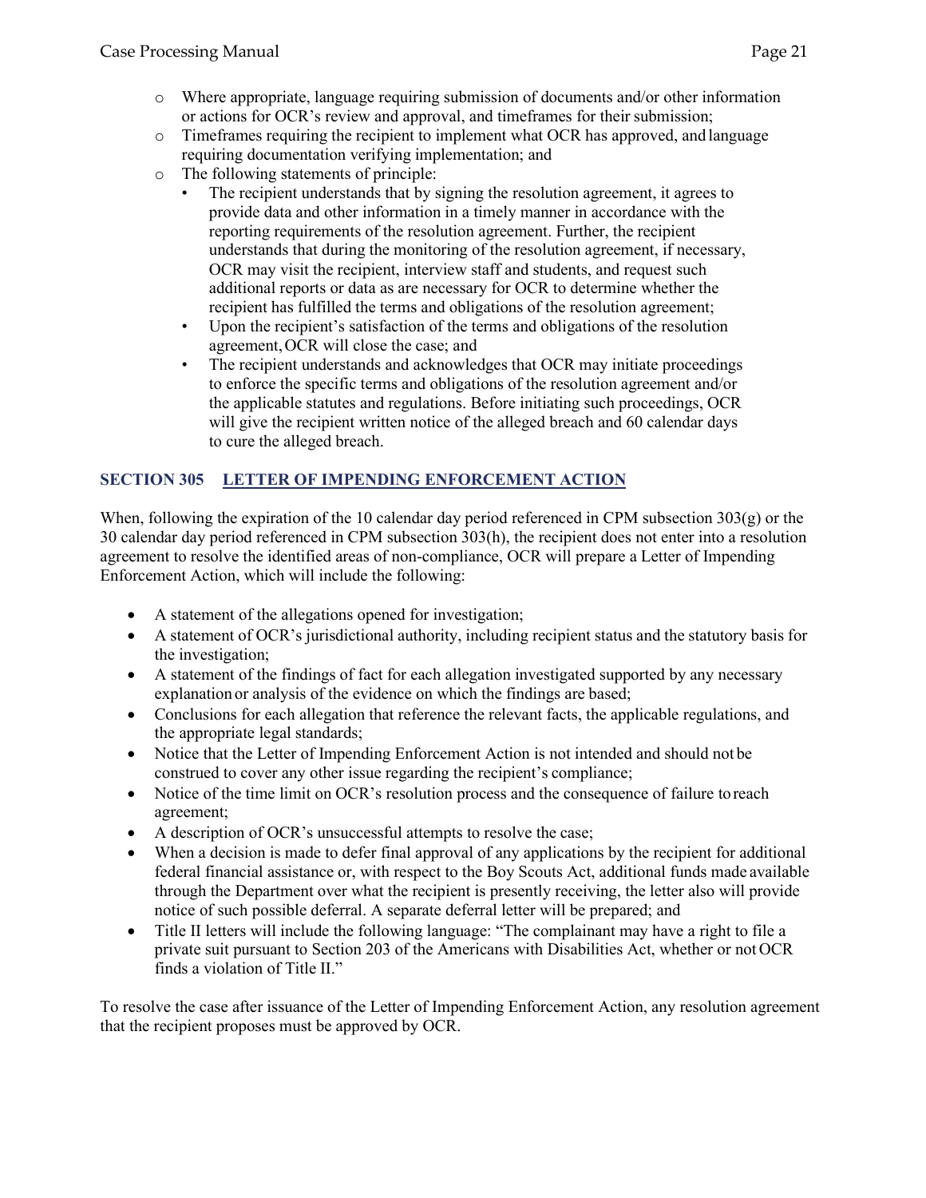- Where appropriate, language requiring submission of documents and/or other information or actions for OCR's review and approval, and timeframes for their submission;
- Timeframes requiring the recipient to implement what OCR has approved, and language requiring documentation verifying implementation; and
- The following statements of principle:
  - The recipient understands that by signing the resolution agreement, it agrees to provide data and other information in a timely manner in accordance with the reporting requirements of the resolution agreement. Further, the recipient understands that during the monitoring of the resolution agreement, if necessary, OCR may visit the recipient, interview staff and students, and request such additional reports or data as are necessary for OCR to determine whether the recipient has fulfilled the terms and obligations of the resolution agreement;
  - Upon the recipient's satisfaction of the terms and obligations of the resolution agreement, OCR will close the case; and
  - The recipient understands and acknowledges that OCR may initiate proceedings to enforce the specific terms and obligations of the resolution agreement and/or the applicable statutes and regulations. Before initiating such proceedings, OCR will give the recipient written notice of the alleged breach and 60 calendar days to cure the alleged breach.

## SECTION 305 LETTER OF IMPENDING ENFORCEMENT ACTION

When, following the expiration of the 10 calendar day period referenced in CPM subsection 303(g) or the 30 calendar day period referenced in CPM subsection 303(h), the recipient does not enter into a resolution agreement to resolve the identified areas of non-compliance, OCR will prepare a Letter of Impending Enforcement Action, which will include the following:

- A statement of the allegations opened for investigation;
- A statement of OCR's jurisdictional authority, including recipient status and the statutory basis for the investigation;
- A statement of the findings of fact for each allegation investigated supported by any necessary explanation or analysis of the evidence on which the findings are based;
- Conclusions for each allegation that reference the relevant facts, the applicable regulations, and the appropriate legal standards;
- Notice that the Letter of Impending Enforcement Action is not intended and should not be construed to cover any other issue regarding the recipient's compliance;
- Notice of the time limit on OCR's resolution process and the consequence of failure to reach agreement;
- A description of OCR's unsuccessful attempts to resolve the case;
- When a decision is made to defer final approval of any applications by the recipient for additional federal financial assistance or, with respect to the Boy Scouts Act, additional funds made available through the Department over what the recipient is presently receiving, the letter also will provide notice of such possible deferral. A separate deferral letter will be prepared; and
- Title II letters will include the following language: "The complainant may have a right to file a private suit pursuant to Section 203 of the Americans with Disabilities Act, whether or not OCR finds a violation of Title II."

To resolve the case after issuance of the Letter of Impending Enforcement Action, any resolution agreement that the recipient proposes must be approved by OCR.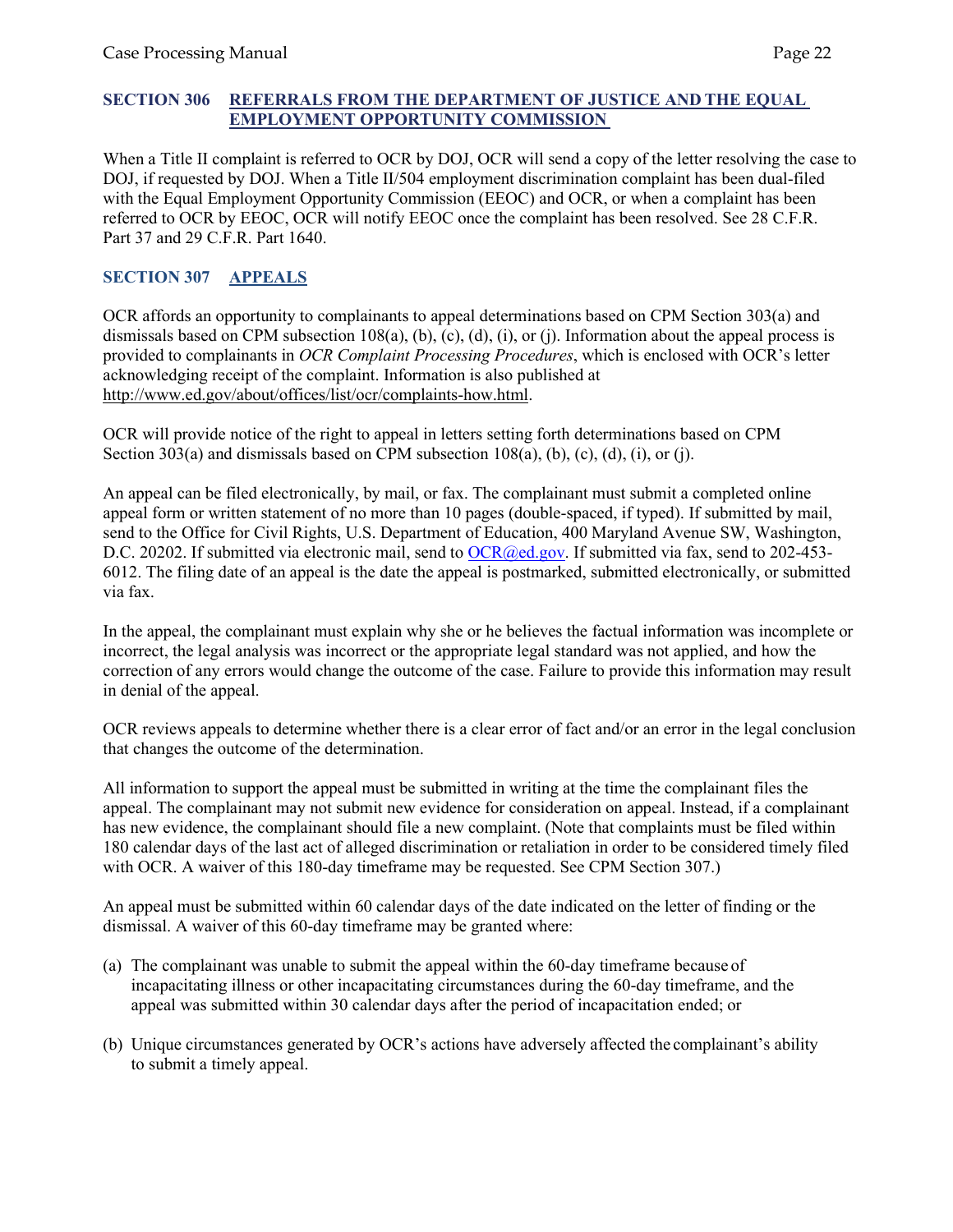## SECTION 306 REFERRALS FROM THE DEPARTMENT OF JUSTICE AND THE EQUAL EMPLOYMENT OPPORTUNITY COMMISSION

When a Title II complaint is referred to OCR by DOJ, OCR will send a copy of the letter resolving the case to DOJ, if requested by DOJ. When a Title II/504 employment discrimination complaint has been dual-filed with the Equal Employment Opportunity Commission (EEOC) and OCR, or when a complaint has been referred to OCR by EEOC, OCR will notify EEOC once the complaint has been resolved. See 28 C.F.R. Part 37 and 29 C.F.R. Part 1640.

## SECTION 307 APPEALS

OCR affords an opportunity to complainants to appeal determinations based on CPM Section 303(a) and dismissals based on CPM subsection 108(a), (b), (c), (d), (i), or (j). Information about the appeal process is provided to complainants in *OCR Complaint Processing Procedures*, which is enclosed with OCR's letter acknowledging receipt of the complaint. Information is also published at http://www.ed.gov/about/offices/list/ocr/complaints-how.html.

OCR will provide notice of the right to appeal in letters setting forth determinations based on CPM Section 303(a) and dismissals based on CPM subsection 108(a), (b), (c), (d), (i), or (j).

An appeal can be filed electronically, by mail, or fax. The complainant must submit a completed online appeal form or written statement of no more than 10 pages (double-spaced, if typed). If submitted by mail, send to the Office for Civil Rights, U.S. Department of Education, 400 Maryland Avenue SW, Washington, D.C. 20202. If submitted via electronic mail, send to OCR@ed.gov. If submitted via fax, send to 202-453-6012. The filing date of an appeal is the date the appeal is postmarked, submitted electronically, or submitted via fax.

In the appeal, the complainant must explain why she or he believes the factual information was incomplete or incorrect, the legal analysis was incorrect or the appropriate legal standard was not applied, and how the correction of any errors would change the outcome of the case. Failure to provide this information may result in denial of the appeal.

OCR reviews appeals to determine whether there is a clear error of fact and/or an error in the legal conclusion that changes the outcome of the determination.

All information to support the appeal must be submitted in writing at the time the complainant files the appeal. The complainant may not submit new evidence for consideration on appeal. Instead, if a complainant has new evidence, the complainant should file a new complaint. (Note that complaints must be filed within 180 calendar days of the last act of alleged discrimination or retaliation in order to be considered timely filed with OCR. A waiver of this 180-day timeframe may be requested. See CPM Section 307.)

An appeal must be submitted within 60 calendar days of the date indicated on the letter of finding or the dismissal. A waiver of this 60-day timeframe may be granted where:

(a) The complainant was unable to submit the appeal within the 60-day timeframe because of incapacitating illness or other incapacitating circumstances during the 60-day timeframe, and the appeal was submitted within 30 calendar days after the period of incapacitation ended; or

(b) Unique circumstances generated by OCR's actions have adversely affected the complainant's ability to submit a timely appeal.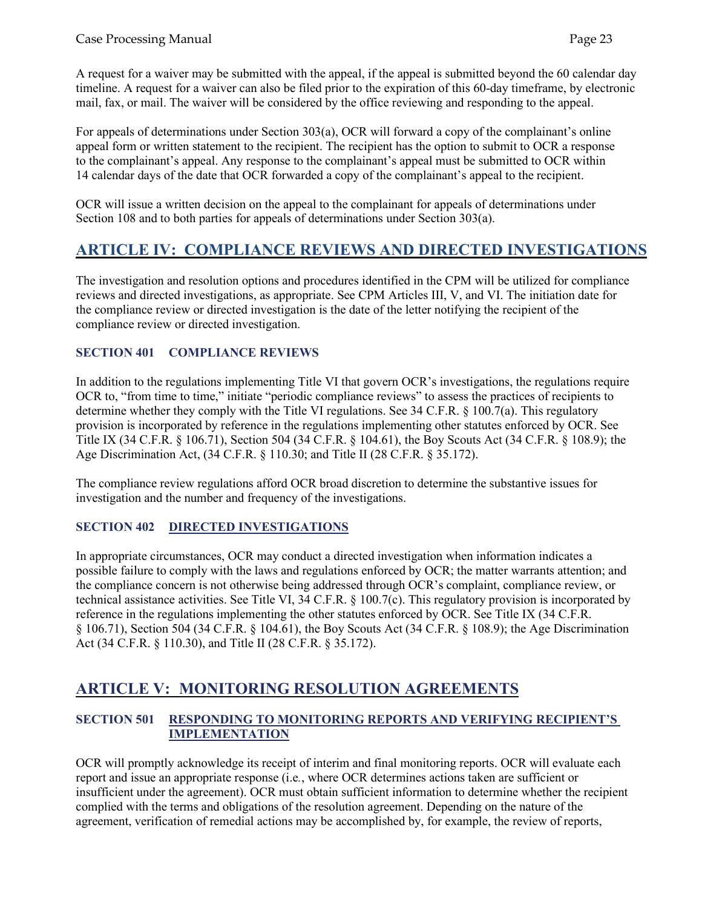A request for a waiver may be submitted with the appeal, if the appeal is submitted beyond the 60 calendar day timeline. A request for a waiver can also be filed prior to the expiration of this 60-day timeframe, by electronic mail, fax, or mail. The waiver will be considered by the office reviewing and responding to the appeal.

For appeals of determinations under Section 303(a), OCR will forward a copy of the complainant's online appeal form or written statement to the recipient. The recipient has the option to submit to OCR a response to the complainant's appeal. Any response to the complainant's appeal must be submitted to OCR within 14 calendar days of the date that OCR forwarded a copy of the complainant's appeal to the recipient.

OCR will issue a written decision on the appeal to the complainant for appeals of determinations under Section 108 and to both parties for appeals of determinations under Section 303(a).

## ARTICLE IV: COMPLIANCE REVIEWS AND DIRECTED INVESTIGATIONS

The investigation and resolution options and procedures identified in the CPM will be utilized for compliance reviews and directed investigations, as appropriate. See CPM Articles III, V, and VI. The initiation date for the compliance review or directed investigation is the date of the letter notifying the recipient of the compliance review or directed investigation.

### SECTION 401 COMPLIANCE REVIEWS

In addition to the regulations implementing Title VI that govern OCR's investigations, the regulations require OCR to, "from time to time," initiate "periodic compliance reviews" to assess the practices of recipients to determine whether they comply with the Title VI regulations. See 34 C.F.R. § 100.7(a). This regulatory provision is incorporated by reference in the regulations implementing other statutes enforced by OCR. See Title IX (34 C.F.R. § 106.71), Section 504 (34 C.F.R. § 104.61), the Boy Scouts Act (34 C.F.R. § 108.9); the Age Discrimination Act, (34 C.F.R. § 110.30; and Title II (28 C.F.R. § 35.172).

The compliance review regulations afford OCR broad discretion to determine the substantive issues for investigation and the number and frequency of the investigations.

### SECTION 402 DIRECTED INVESTIGATIONS

In appropriate circumstances, OCR may conduct a directed investigation when information indicates a possible failure to comply with the laws and regulations enforced by OCR; the matter warrants attention; and the compliance concern is not otherwise being addressed through OCR's complaint, compliance review, or technical assistance activities. See Title VI, 34 C.F.R. § 100.7(c). This regulatory provision is incorporated by reference in the regulations implementing the other statutes enforced by OCR. See Title IX (34 C.F.R. § 106.71), Section 504 (34 C.F.R. § 104.61), the Boy Scouts Act (34 C.F.R. § 108.9); the Age Discrimination Act (34 C.F.R. § 110.30), and Title II (28 C.F.R. § 35.172).

## ARTICLE V: MONITORING RESOLUTION AGREEMENTS

### SECTION 501 RESPONDING TO MONITORING REPORTS AND VERIFYING RECIPIENT'S IMPLEMENTATION

OCR will promptly acknowledge its receipt of interim and final monitoring reports. OCR will evaluate each report and issue an appropriate response (i.e., where OCR determines actions taken are sufficient or insufficient under the agreement). OCR must obtain sufficient information to determine whether the recipient complied with the terms and obligations of the resolution agreement. Depending on the nature of the agreement, verification of remedial actions may be accomplished by, for example, the review of reports,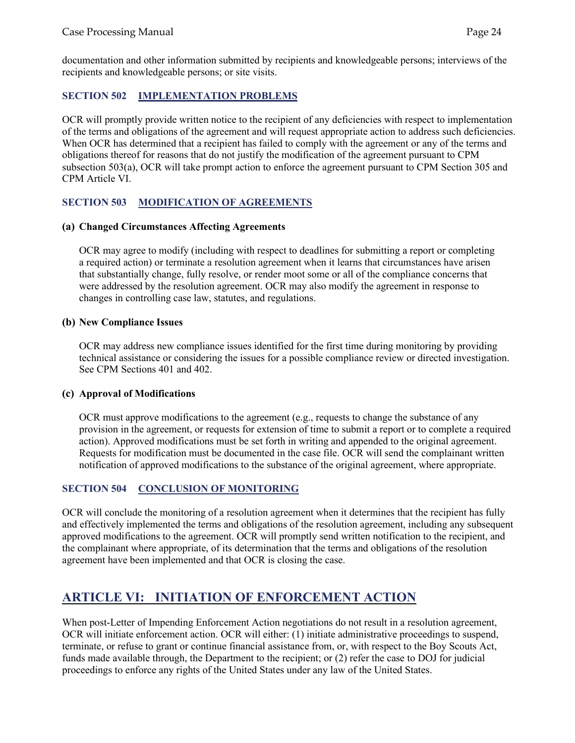documentation and other information submitted by recipients and knowledgeable persons; interviews of the recipients and knowledgeable persons; or site visits.

### SECTION 502 IMPLEMENTATION PROBLEMS

OCR will promptly provide written notice to the recipient of any deficiencies with respect to implementation of the terms and obligations of the agreement and will request appropriate action to address such deficiencies. When OCR has determined that a recipient has failed to comply with the agreement or any of the terms and obligations thereof for reasons that do not justify the modification of the agreement pursuant to CPM subsection 503(a), OCR will take prompt action to enforce the agreement pursuant to CPM Section 305 and CPM Article VI.

### SECTION 503 MODIFICATION OF AGREEMENTS

**(a) Changed Circumstances Affecting Agreements**

OCR may agree to modify (including with respect to deadlines for submitting a report or completing a required action) or terminate a resolution agreement when it learns that circumstances have arisen that substantially change, fully resolve, or render moot some or all of the compliance concerns that were addressed by the resolution agreement. OCR may also modify the agreement in response to changes in controlling case law, statutes, and regulations.

**(b) New Compliance Issues**

OCR may address new compliance issues identified for the first time during monitoring by providing technical assistance or considering the issues for a possible compliance review or directed investigation. See CPM Sections 401 and 402.

**(c) Approval of Modifications**

OCR must approve modifications to the agreement (e.g., requests to change the substance of any provision in the agreement, or requests for extension of time to submit a report or to complete a required action). Approved modifications must be set forth in writing and appended to the original agreement. Requests for modification must be documented in the case file. OCR will send the complainant written notification of approved modifications to the substance of the original agreement, where appropriate.

### SECTION 504 CONCLUSION OF MONITORING

OCR will conclude the monitoring of a resolution agreement when it determines that the recipient has fully and effectively implemented the terms and obligations of the resolution agreement, including any subsequent approved modifications to the agreement. OCR will promptly send written notification to the recipient, and the complainant where appropriate, of its determination that the terms and obligations of the resolution agreement have been implemented and that OCR is closing the case.

## ARTICLE VI: INITIATION OF ENFORCEMENT ACTION

When post-Letter of Impending Enforcement Action negotiations do not result in a resolution agreement, OCR will initiate enforcement action. OCR will either: (1) initiate administrative proceedings to suspend, terminate, or refuse to grant or continue financial assistance from, or, with respect to the Boy Scouts Act, funds made available through, the Department to the recipient; or (2) refer the case to DOJ for judicial proceedings to enforce any rights of the United States under any law of the United States.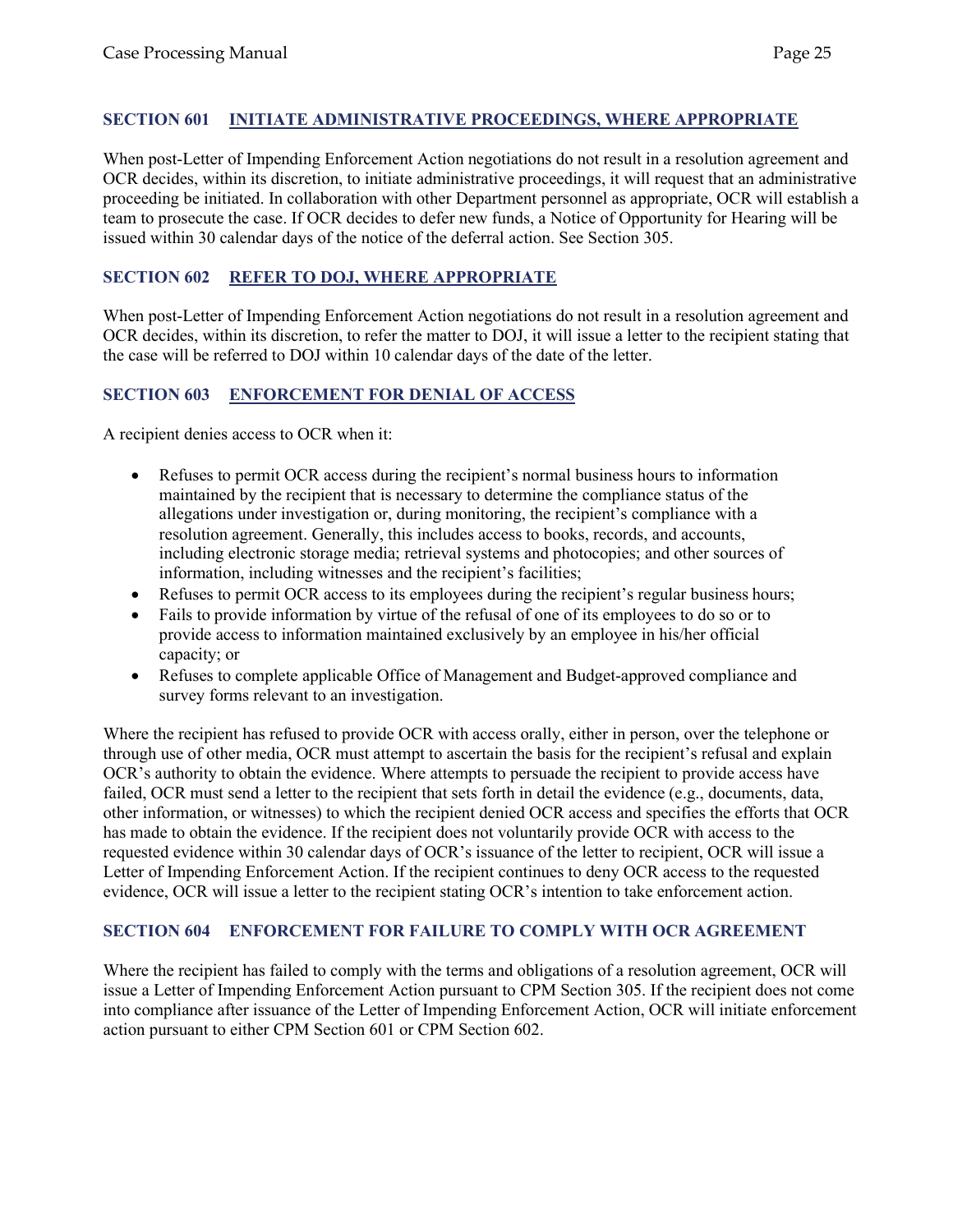## SECTION 601 INITIATE ADMINISTRATIVE PROCEEDINGS, WHERE APPROPRIATE

When post-Letter of Impending Enforcement Action negotiations do not result in a resolution agreement and OCR decides, within its discretion, to initiate administrative proceedings, it will request that an administrative proceeding be initiated. In collaboration with other Department personnel as appropriate, OCR will establish a team to prosecute the case. If OCR decides to defer new funds, a Notice of Opportunity for Hearing will be issued within 30 calendar days of the notice of the deferral action. See Section 305.

## SECTION 602 REFER TO DOJ, WHERE APPROPRIATE

When post-Letter of Impending Enforcement Action negotiations do not result in a resolution agreement and OCR decides, within its discretion, to refer the matter to DOJ, it will issue a letter to the recipient stating that the case will be referred to DOJ within 10 calendar days of the date of the letter.

## SECTION 603 ENFORCEMENT FOR DENIAL OF ACCESS

A recipient denies access to OCR when it:

- Refuses to permit OCR access during the recipient's normal business hours to information maintained by the recipient that is necessary to determine the compliance status of the allegations under investigation or, during monitoring, the recipient's compliance with a resolution agreement. Generally, this includes access to books, records, and accounts, including electronic storage media; retrieval systems and photocopies; and other sources of information, including witnesses and the recipient's facilities;
- Refuses to permit OCR access to its employees during the recipient's regular business hours;
- Fails to provide information by virtue of the refusal of one of its employees to do so or to provide access to information maintained exclusively by an employee in his/her official capacity; or
- Refuses to complete applicable Office of Management and Budget-approved compliance and survey forms relevant to an investigation.

Where the recipient has refused to provide OCR with access orally, either in person, over the telephone or through use of other media, OCR must attempt to ascertain the basis for the recipient's refusal and explain OCR's authority to obtain the evidence. Where attempts to persuade the recipient to provide access have failed, OCR must send a letter to the recipient that sets forth in detail the evidence (e.g., documents, data, other information, or witnesses) to which the recipient denied OCR access and specifies the efforts that OCR has made to obtain the evidence. If the recipient does not voluntarily provide OCR with access to the requested evidence within 30 calendar days of OCR's issuance of the letter to recipient, OCR will issue a Letter of Impending Enforcement Action. If the recipient continues to deny OCR access to the requested evidence, OCR will issue a letter to the recipient stating OCR's intention to take enforcement action.

## SECTION 604 ENFORCEMENT FOR FAILURE TO COMPLY WITH OCR AGREEMENT

Where the recipient has failed to comply with the terms and obligations of a resolution agreement, OCR will issue a Letter of Impending Enforcement Action pursuant to CPM Section 305. If the recipient does not come into compliance after issuance of the Letter of Impending Enforcement Action, OCR will initiate enforcement action pursuant to either CPM Section 601 or CPM Section 602.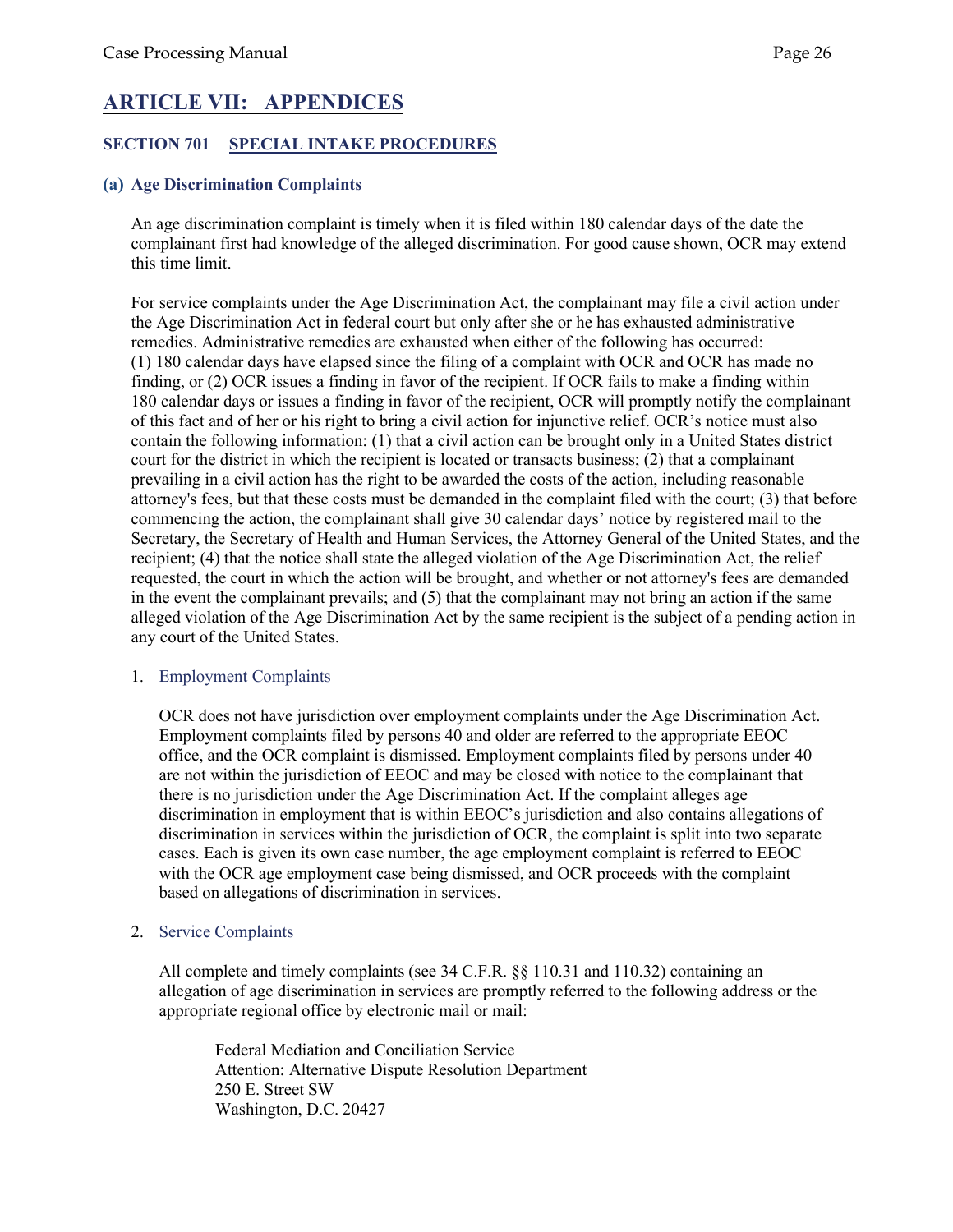# ARTICLE VII: APPENDICES

## SECTION 701 SPECIAL INTAKE PROCEDURES

### (a) Age Discrimination Complaints

An age discrimination complaint is timely when it is filed within 180 calendar days of the date the complainant first had knowledge of the alleged discrimination. For good cause shown, OCR may extend this time limit.

For service complaints under the Age Discrimination Act, the complainant may file a civil action under the Age Discrimination Act in federal court but only after she or he has exhausted administrative remedies. Administrative remedies are exhausted when either of the following has occurred: (1) 180 calendar days have elapsed since the filing of a complaint with OCR and OCR has made no finding, or (2) OCR issues a finding in favor of the recipient. If OCR fails to make a finding within 180 calendar days or issues a finding in favor of the recipient, OCR will promptly notify the complainant of this fact and of her or his right to bring a civil action for injunctive relief. OCR's notice must also contain the following information: (1) that a civil action can be brought only in a United States district court for the district in which the recipient is located or transacts business; (2) that a complainant prevailing in a civil action has the right to be awarded the costs of the action, including reasonable attorney's fees, but that these costs must be demanded in the complaint filed with the court; (3) that before commencing the action, the complainant shall give 30 calendar days' notice by registered mail to the Secretary, the Secretary of Health and Human Services, the Attorney General of the United States, and the recipient; (4) that the notice shall state the alleged violation of the Age Discrimination Act, the relief requested, the court in which the action will be brought, and whether or not attorney's fees are demanded in the event the complainant prevails; and (5) that the complainant may not bring an action if the same alleged violation of the Age Discrimination Act by the same recipient is the subject of a pending action in any court of the United States.

1. Employment Complaints

   OCR does not have jurisdiction over employment complaints under the Age Discrimination Act. Employment complaints filed by persons 40 and older are referred to the appropriate EEOC office, and the OCR complaint is dismissed. Employment complaints filed by persons under 40 are not within the jurisdiction of EEOC and may be closed with notice to the complainant that there is no jurisdiction under the Age Discrimination Act. If the complaint alleges age discrimination in employment that is within EEOC's jurisdiction and also contains allegations of discrimination in services within the jurisdiction of OCR, the complaint is split into two separate cases. Each is given its own case number, the age employment complaint is referred to EEOC with the OCR age employment case being dismissed, and OCR proceeds with the complaint based on allegations of discrimination in services.

2. Service Complaints

   All complete and timely complaints (see 34 C.F.R. §§ 110.31 and 110.32) containing an allegation of age discrimination in services are promptly referred to the following address or the appropriate regional office by electronic mail or mail:

   Federal Mediation and Conciliation Service
   Attention: Alternative Dispute Resolution Department
   250 E. Street SW
   Washington, D.C. 20427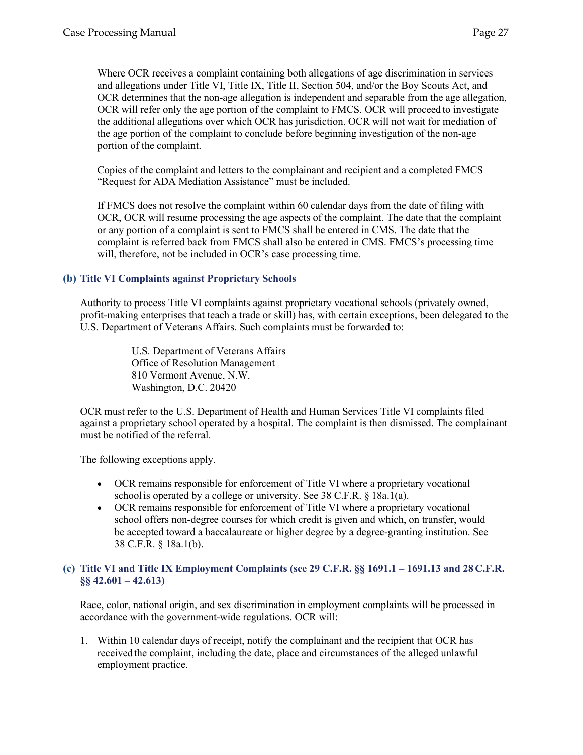Where OCR receives a complaint containing both allegations of age discrimination in services and allegations under Title VI, Title IX, Title II, Section 504, and/or the Boy Scouts Act, and OCR determines that the non-age allegation is independent and separable from the age allegation, OCR will refer only the age portion of the complaint to FMCS. OCR will proceed to investigate the additional allegations over which OCR has jurisdiction. OCR will not wait for mediation of the age portion of the complaint to conclude before beginning investigation of the non-age portion of the complaint.

Copies of the complaint and letters to the complainant and recipient and a completed FMCS "Request for ADA Mediation Assistance" must be included.

If FMCS does not resolve the complaint within 60 calendar days from the date of filing with OCR, OCR will resume processing the age aspects of the complaint. The date that the complaint or any portion of a complaint is sent to FMCS shall be entered in CMS. The date that the complaint is referred back from FMCS shall also be entered in CMS. FMCS's processing time will, therefore, not be included in OCR's case processing time.

### (b) Title VI Complaints against Proprietary Schools

Authority to process Title VI complaints against proprietary vocational schools (privately owned, profit-making enterprises that teach a trade or skill) has, with certain exceptions, been delegated to the U.S. Department of Veterans Affairs. Such complaints must be forwarded to:

U.S. Department of Veterans Affairs
Office of Resolution Management
810 Vermont Avenue, N.W.
Washington, D.C. 20420

OCR must refer to the U.S. Department of Health and Human Services Title VI complaints filed against a proprietary school operated by a hospital. The complaint is then dismissed. The complainant must be notified of the referral.

The following exceptions apply.

- OCR remains responsible for enforcement of Title VI where a proprietary vocational school is operated by a college or university. See 38 C.F.R. § 18a.1(a).
- OCR remains responsible for enforcement of Title VI where a proprietary vocational school offers non-degree courses for which credit is given and which, on transfer, would be accepted toward a baccalaureate or higher degree by a degree-granting institution. See 38 C.F.R. § 18a.1(b).

### (c) Title VI and Title IX Employment Complaints (see 29 C.F.R. §§ 1691.1 – 1691.13 and 28 C.F.R. §§ 42.601 – 42.613)

Race, color, national origin, and sex discrimination in employment complaints will be processed in accordance with the government-wide regulations. OCR will:

1. Within 10 calendar days of receipt, notify the complainant and the recipient that OCR has received the complaint, including the date, place and circumstances of the alleged unlawful employment practice.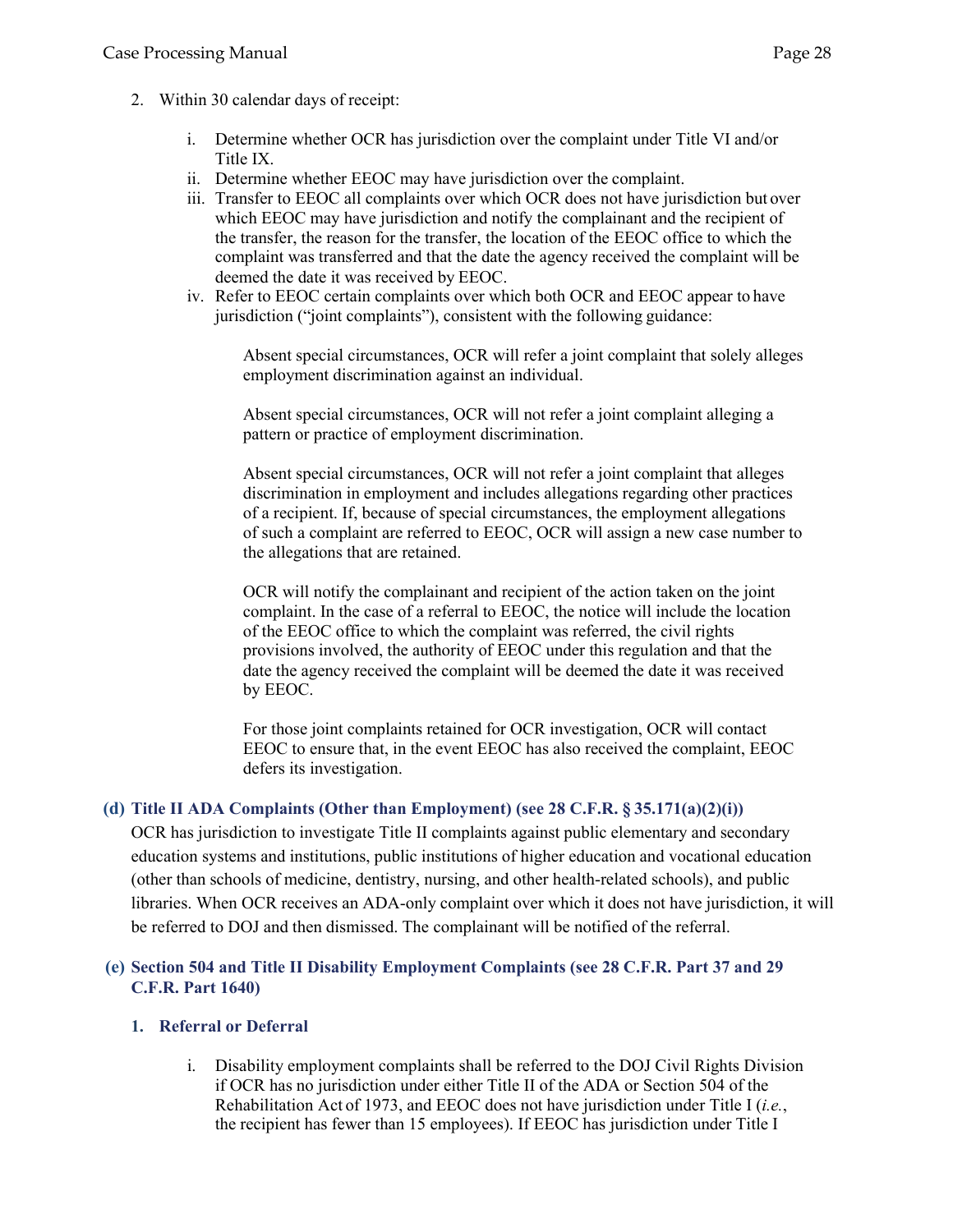2. Within 30 calendar days of receipt:

    i. Determine whether OCR has jurisdiction over the complaint under Title VI and/or Title IX.
    ii. Determine whether EEOC may have jurisdiction over the complaint.
    iii. Transfer to EEOC all complaints over which OCR does not have jurisdiction but over which EEOC may have jurisdiction and notify the complainant and the recipient of the transfer, the reason for the transfer, the location of the EEOC office to which the complaint was transferred and that the date the agency received the complaint will be deemed the date it was received by EEOC.
    iv. Refer to EEOC certain complaints over which both OCR and EEOC appear to have jurisdiction ("joint complaints"), consistent with the following guidance:

        Absent special circumstances, OCR will refer a joint complaint that solely alleges employment discrimination against an individual.

        Absent special circumstances, OCR will not refer a joint complaint alleging a pattern or practice of employment discrimination.

        Absent special circumstances, OCR will not refer a joint complaint that alleges discrimination in employment and includes allegations regarding other practices of a recipient. If, because of special circumstances, the employment allegations of such a complaint are referred to EEOC, OCR will assign a new case number to the allegations that are retained.

        OCR will notify the complainant and recipient of the action taken on the joint complaint. In the case of a referral to EEOC, the notice will include the location of the EEOC office to which the complaint was referred, the civil rights provisions involved, the authority of EEOC under this regulation and that the date the agency received the complaint will be deemed the date it was received by EEOC.

        For those joint complaints retained for OCR investigation, OCR will contact EEOC to ensure that, in the event EEOC has also received the complaint, EEOC defers its investigation.

### (d) Title II ADA Complaints (Other than Employment) (see 28 C.F.R. § 35.171(a)(2)(i))

OCR has jurisdiction to investigate Title II complaints against public elementary and secondary education systems and institutions, public institutions of higher education and vocational education (other than schools of medicine, dentistry, nursing, and other health-related schools), and public libraries. When OCR receives an ADA-only complaint over which it does not have jurisdiction, it will be referred to DOJ and then dismissed. The complainant will be notified of the referral.

### (e) Section 504 and Title II Disability Employment Complaints (see 28 C.F.R. Part 37 and 29 C.F.R. Part 1640)

#### 1. Referral or Deferral

i. Disability employment complaints shall be referred to the DOJ Civil Rights Division if OCR has no jurisdiction under either Title II of the ADA or Section 504 of the Rehabilitation Act of 1973, and EEOC does not have jurisdiction under Title I (*i.e.*, the recipient has fewer than 15 employees). If EEOC has jurisdiction under Title I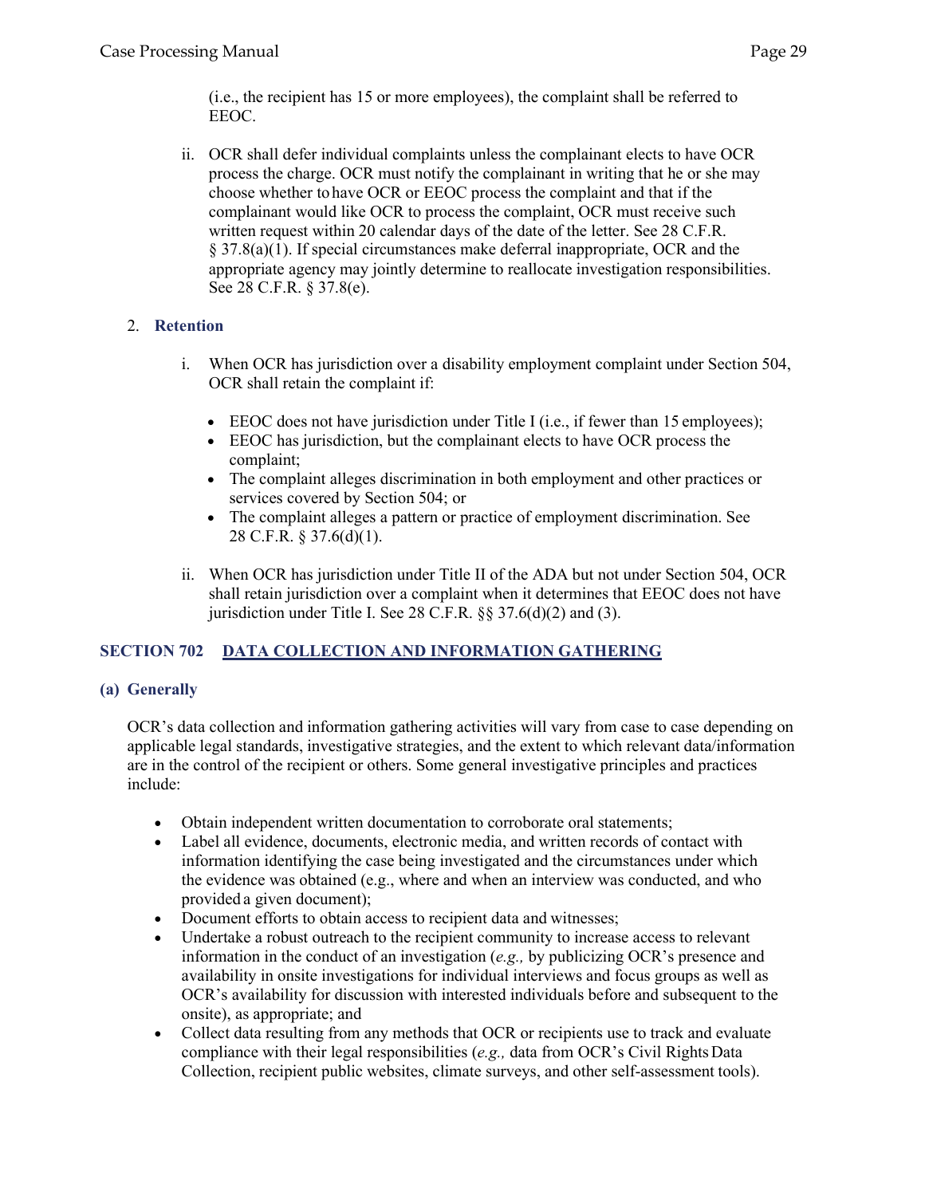(i.e., the recipient has 15 or more employees), the complaint shall be referred to EEOC.

ii. OCR shall defer individual complaints unless the complainant elects to have OCR process the charge. OCR must notify the complainant in writing that he or she may choose whether to have OCR or EEOC process the complaint and that if the complainant would like OCR to process the complaint, OCR must receive such written request within 20 calendar days of the date of the letter. See 28 C.F.R. § 37.8(a)(1). If special circumstances make deferral inappropriate, OCR and the appropriate agency may jointly determine to reallocate investigation responsibilities. See 28 C.F.R. § 37.8(e).

2. **Retention**

i. When OCR has jurisdiction over a disability employment complaint under Section 504, OCR shall retain the complaint if:

- EEOC does not have jurisdiction under Title I (i.e., if fewer than 15 employees);
- EEOC has jurisdiction, but the complainant elects to have OCR process the complaint;
- The complaint alleges discrimination in both employment and other practices or services covered by Section 504; or
- The complaint alleges a pattern or practice of employment discrimination. See 28 C.F.R. § 37.6(d)(1).

ii. When OCR has jurisdiction under Title II of the ADA but not under Section 504, OCR shall retain jurisdiction over a complaint when it determines that EEOC does not have jurisdiction under Title I. See 28 C.F.R. §§ 37.6(d)(2) and (3).

## SECTION 702 DATA COLLECTION AND INFORMATION GATHERING

### (a) Generally

OCR's data collection and information gathering activities will vary from case to case depending on applicable legal standards, investigative strategies, and the extent to which relevant data/information are in the control of the recipient or others. Some general investigative principles and practices include:

- Obtain independent written documentation to corroborate oral statements;
- Label all evidence, documents, electronic media, and written records of contact with information identifying the case being investigated and the circumstances under which the evidence was obtained (e.g., where and when an interview was conducted, and who provided a given document);
- Document efforts to obtain access to recipient data and witnesses;
- Undertake a robust outreach to the recipient community to increase access to relevant information in the conduct of an investigation (*e.g.,* by publicizing OCR's presence and availability in onsite investigations for individual interviews and focus groups as well as OCR's availability for discussion with interested individuals before and subsequent to the onsite), as appropriate; and
- Collect data resulting from any methods that OCR or recipients use to track and evaluate compliance with their legal responsibilities (*e.g.,* data from OCR's Civil Rights Data Collection, recipient public websites, climate surveys, and other self-assessment tools).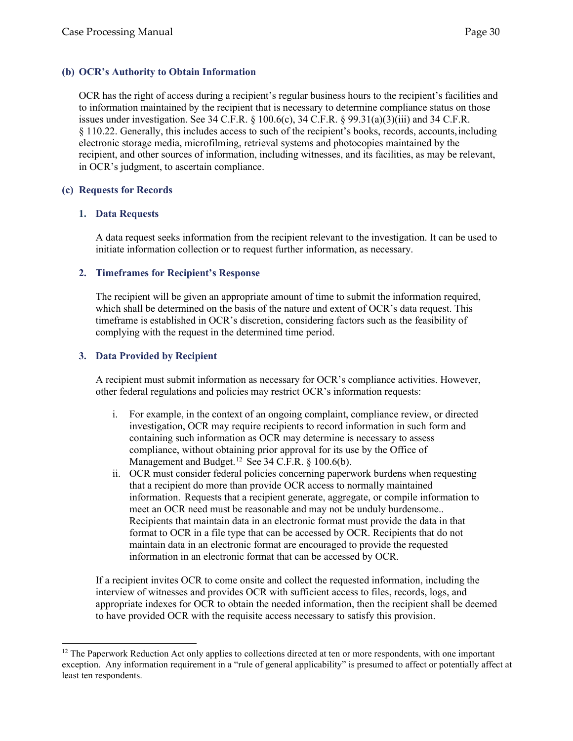### (b) OCR's Authority to Obtain Information

OCR has the right of access during a recipient's regular business hours to the recipient's facilities and to information maintained by the recipient that is necessary to determine compliance status on those issues under investigation. See 34 C.F.R. § 100.6(c), 34 C.F.R. § 99.31(a)(3)(iii) and 34 C.F.R. § 110.22. Generally, this includes access to such of the recipient's books, records, accounts, including electronic storage media, microfilming, retrieval systems and photocopies maintained by the recipient, and other sources of information, including witnesses, and its facilities, as may be relevant, in OCR's judgment, to ascertain compliance.

### (c) Requests for Records

#### 1. Data Requests

A data request seeks information from the recipient relevant to the investigation. It can be used to initiate information collection or to request further information, as necessary.

#### 2. Timeframes for Recipient's Response

The recipient will be given an appropriate amount of time to submit the information required, which shall be determined on the basis of the nature and extent of OCR's data request. This timeframe is established in OCR's discretion, considering factors such as the feasibility of complying with the request in the determined time period.

#### 3. Data Provided by Recipient

A recipient must submit information as necessary for OCR's compliance activities. However, other federal regulations and policies may restrict OCR's information requests:

i. For example, in the context of an ongoing complaint, compliance review, or directed investigation, OCR may require recipients to record information in such form and containing such information as OCR may determine is necessary to assess compliance, without obtaining prior approval for its use by the Office of Management and Budget.[12] See 34 C.F.R. § 100.6(b).

ii. OCR must consider federal policies concerning paperwork burdens when requesting that a recipient do more than provide OCR access to normally maintained information. Requests that a recipient generate, aggregate, or compile information to meet an OCR need must be reasonable and may not be unduly burdensome.. Recipients that maintain data in an electronic format must provide the data in that format to OCR in a file type that can be accessed by OCR. Recipients that do not maintain data in an electronic format are encouraged to provide the requested information in an electronic format that can be accessed by OCR.

If a recipient invites OCR to come onsite and collect the requested information, including the interview of witnesses and provides OCR with sufficient access to files, records, logs, and appropriate indexes for OCR to obtain the needed information, then the recipient shall be deemed to have provided OCR with the requisite access necessary to satisfy this provision.

---

[12] The Paperwork Reduction Act only applies to collections directed at ten or more respondents, with one important exception. Any information requirement in a "rule of general applicability" is presumed to affect or potentially affect at least ten respondents.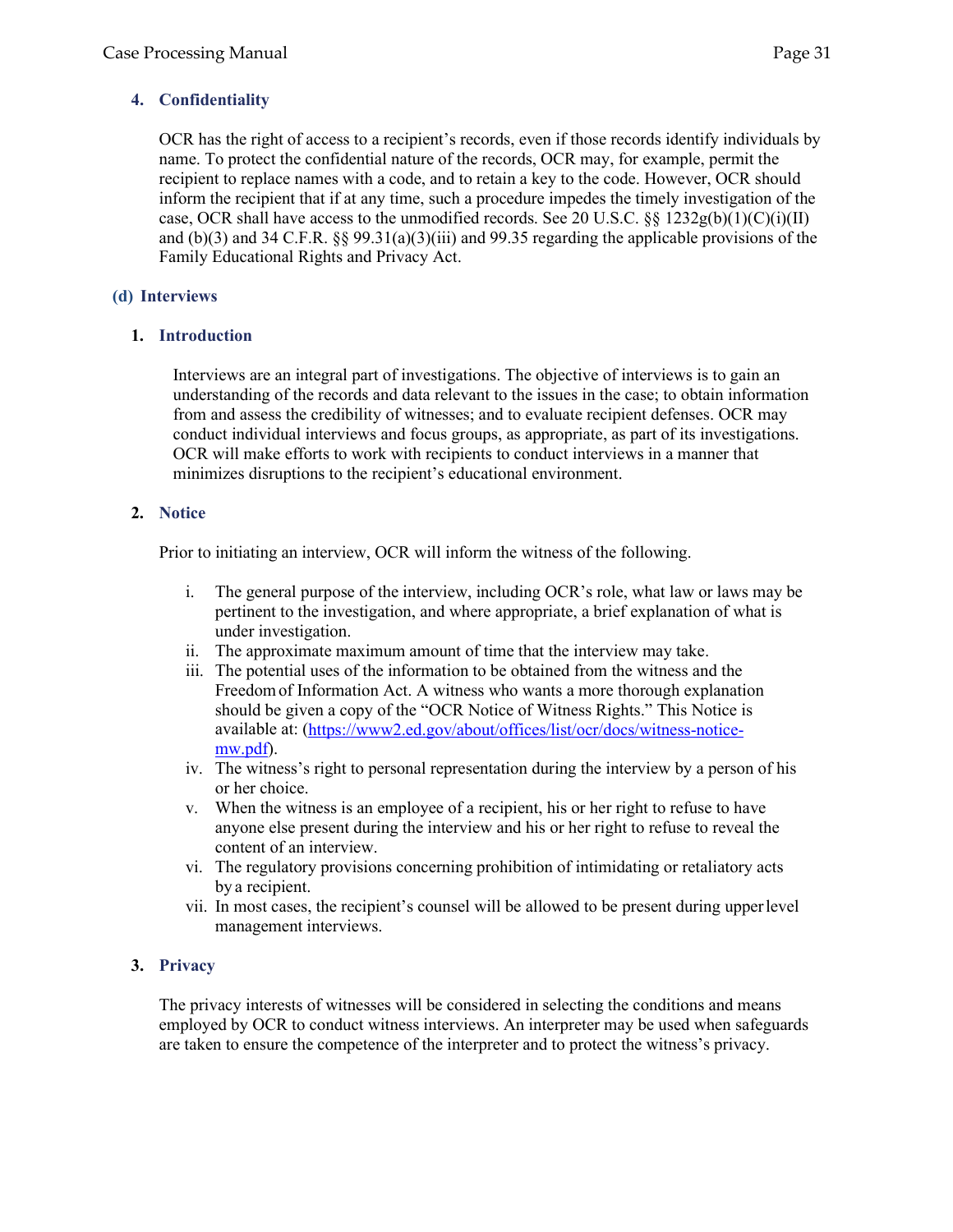#### 4. Confidentiality

OCR has the right of access to a recipient's records, even if those records identify individuals by name. To protect the confidential nature of the records, OCR may, for example, permit the recipient to replace names with a code, and to retain a key to the code. However, OCR should inform the recipient that if at any time, such a procedure impedes the timely investigation of the case, OCR shall have access to the unmodified records. See 20 U.S.C. §§ 1232g(b)(1)(C)(i)(II) and (b)(3) and 34 C.F.R. §§ 99.31(a)(3)(iii) and 99.35 regarding the applicable provisions of the Family Educational Rights and Privacy Act.

### (d) Interviews

#### 1. Introduction

Interviews are an integral part of investigations. The objective of interviews is to gain an understanding of the records and data relevant to the issues in the case; to obtain information from and assess the credibility of witnesses; and to evaluate recipient defenses. OCR may conduct individual interviews and focus groups, as appropriate, as part of its investigations. OCR will make efforts to work with recipients to conduct interviews in a manner that minimizes disruptions to the recipient's educational environment.

#### 2. Notice

Prior to initiating an interview, OCR will inform the witness of the following.

i. The general purpose of the interview, including OCR's role, what law or laws may be pertinent to the investigation, and where appropriate, a brief explanation of what is under investigation.
ii. The approximate maximum amount of time that the interview may take.
iii. The potential uses of the information to be obtained from the witness and the Freedom of Information Act. A witness who wants a more thorough explanation should be given a copy of the "OCR Notice of Witness Rights." This Notice is available at: (https://www2.ed.gov/about/offices/list/ocr/docs/witness-notice-mw.pdf).
iv. The witness's right to personal representation during the interview by a person of his or her choice.
v. When the witness is an employee of a recipient, his or her right to refuse to have anyone else present during the interview and his or her right to refuse to reveal the content of an interview.
vi. The regulatory provisions concerning prohibition of intimidating or retaliatory acts by a recipient.
vii. In most cases, the recipient's counsel will be allowed to be present during upper level management interviews.

#### 3. Privacy

The privacy interests of witnesses will be considered in selecting the conditions and means employed by OCR to conduct witness interviews. An interpreter may be used when safeguards are taken to ensure the competence of the interpreter and to protect the witness's privacy.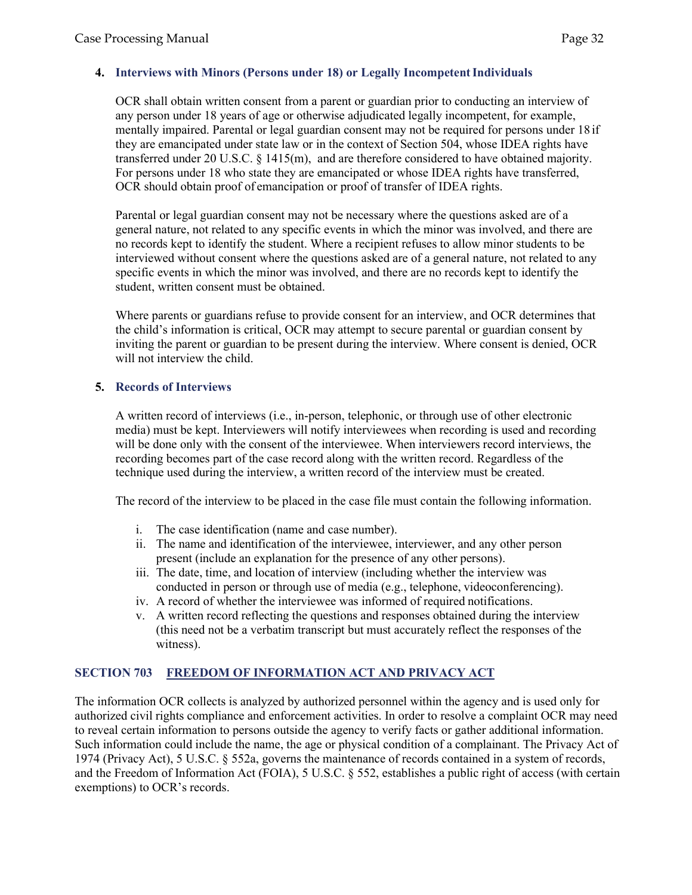### 4. Interviews with Minors (Persons under 18) or Legally Incompetent Individuals

OCR shall obtain written consent from a parent or guardian prior to conducting an interview of any person under 18 years of age or otherwise adjudicated legally incompetent, for example, mentally impaired. Parental or legal guardian consent may not be required for persons under 18 if they are emancipated under state law or in the context of Section 504, whose IDEA rights have transferred under 20 U.S.C. § 1415(m), and are therefore considered to have obtained majority. For persons under 18 who state they are emancipated or whose IDEA rights have transferred, OCR should obtain proof of emancipation or proof of transfer of IDEA rights.

Parental or legal guardian consent may not be necessary where the questions asked are of a general nature, not related to any specific events in which the minor was involved, and there are no records kept to identify the student. Where a recipient refuses to allow minor students to be interviewed without consent where the questions asked are of a general nature, not related to any specific events in which the minor was involved, and there are no records kept to identify the student, written consent must be obtained.

Where parents or guardians refuse to provide consent for an interview, and OCR determines that the child's information is critical, OCR may attempt to secure parental or guardian consent by inviting the parent or guardian to be present during the interview. Where consent is denied, OCR will not interview the child.

### 5. Records of Interviews

A written record of interviews (i.e., in-person, telephonic, or through use of other electronic media) must be kept. Interviewers will notify interviewees when recording is used and recording will be done only with the consent of the interviewee. When interviewers record interviews, the recording becomes part of the case record along with the written record. Regardless of the technique used during the interview, a written record of the interview must be created.

The record of the interview to be placed in the case file must contain the following information.

i. The case identification (name and case number).
ii. The name and identification of the interviewee, interviewer, and any other person present (include an explanation for the presence of any other persons).
iii. The date, time, and location of interview (including whether the interview was conducted in person or through use of media (e.g., telephone, videoconferencing).
iv. A record of whether the interviewee was informed of required notifications.
v. A written record reflecting the questions and responses obtained during the interview (this need not be a verbatim transcript but must accurately reflect the responses of the witness).

## SECTION 703 FREEDOM OF INFORMATION ACT AND PRIVACY ACT

The information OCR collects is analyzed by authorized personnel within the agency and is used only for authorized civil rights compliance and enforcement activities. In order to resolve a complaint OCR may need to reveal certain information to persons outside the agency to verify facts or gather additional information. Such information could include the name, the age or physical condition of a complainant. The Privacy Act of 1974 (Privacy Act), 5 U.S.C. § 552a, governs the maintenance of records contained in a system of records, and the Freedom of Information Act (FOIA), 5 U.S.C. § 552, establishes a public right of access (with certain exemptions) to OCR's records.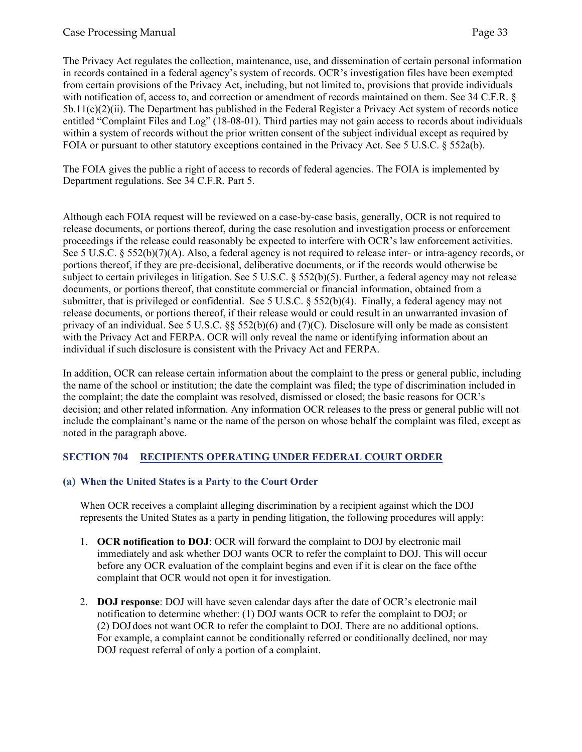The Privacy Act regulates the collection, maintenance, use, and dissemination of certain personal information in records contained in a federal agency's system of records. OCR's investigation files have been exempted from certain provisions of the Privacy Act, including, but not limited to, provisions that provide individuals with notification of, access to, and correction or amendment of records maintained on them. See 34 C.F.R. § 5b.11(c)(2)(ii). The Department has published in the Federal Register a Privacy Act system of records notice entitled "Complaint Files and Log" (18-08-01). Third parties may not gain access to records about individuals within a system of records without the prior written consent of the subject individual except as required by FOIA or pursuant to other statutory exceptions contained in the Privacy Act. See 5 U.S.C. § 552a(b).

The FOIA gives the public a right of access to records of federal agencies. The FOIA is implemented by Department regulations. See 34 C.F.R. Part 5.

Although each FOIA request will be reviewed on a case-by-case basis, generally, OCR is not required to release documents, or portions thereof, during the case resolution and investigation process or enforcement proceedings if the release could reasonably be expected to interfere with OCR's law enforcement activities. See 5 U.S.C. § 552(b)(7)(A). Also, a federal agency is not required to release inter- or intra-agency records, or portions thereof, if they are pre-decisional, deliberative documents, or if the records would otherwise be subject to certain privileges in litigation. See 5 U.S.C. § 552(b)(5). Further, a federal agency may not release documents, or portions thereof, that constitute commercial or financial information, obtained from a submitter, that is privileged or confidential. See 5 U.S.C. § 552(b)(4). Finally, a federal agency may not release documents, or portions thereof, if their release would or could result in an unwarranted invasion of privacy of an individual. See 5 U.S.C. §§ 552(b)(6) and (7)(C). Disclosure will only be made as consistent with the Privacy Act and FERPA. OCR will only reveal the name or identifying information about an individual if such disclosure is consistent with the Privacy Act and FERPA.

In addition, OCR can release certain information about the complaint to the press or general public, including the name of the school or institution; the date the complaint was filed; the type of discrimination included in the complaint; the date the complaint was resolved, dismissed or closed; the basic reasons for OCR's decision; and other related information. Any information OCR releases to the press or general public will not include the complainant's name or the name of the person on whose behalf the complaint was filed, except as noted in the paragraph above.

## SECTION 704 RECIPIENTS OPERATING UNDER FEDERAL COURT ORDER

### (a) When the United States is a Party to the Court Order

When OCR receives a complaint alleging discrimination by a recipient against which the DOJ represents the United States as a party in pending litigation, the following procedures will apply:

1. **OCR notification to DOJ**: OCR will forward the complaint to DOJ by electronic mail immediately and ask whether DOJ wants OCR to refer the complaint to DOJ. This will occur before any OCR evaluation of the complaint begins and even if it is clear on the face of the complaint that OCR would not open it for investigation.

2. **DOJ response**: DOJ will have seven calendar days after the date of OCR's electronic mail notification to determine whether: (1) DOJ wants OCR to refer the complaint to DOJ; or (2) DOJ does not want OCR to refer the complaint to DOJ. There are no additional options. For example, a complaint cannot be conditionally referred or conditionally declined, nor may DOJ request referral of only a portion of a complaint.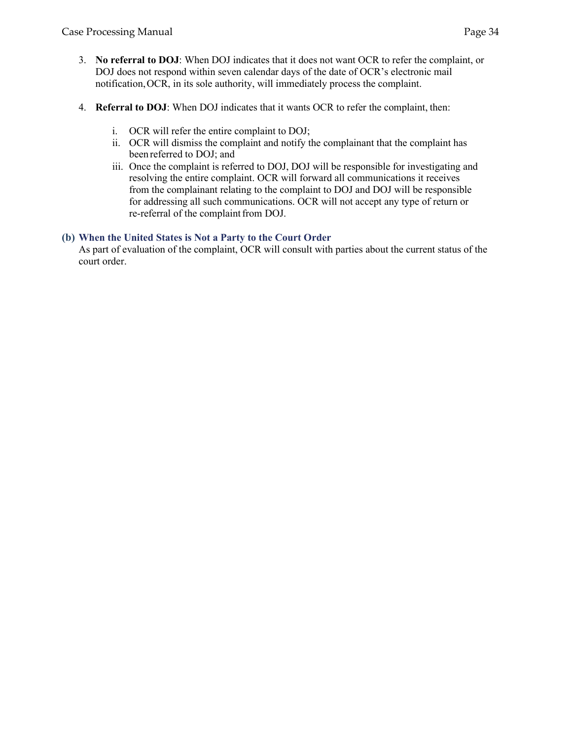3. **No referral to DOJ**: When DOJ indicates that it does not want OCR to refer the complaint, or DOJ does not respond within seven calendar days of the date of OCR's electronic mail notification, OCR, in its sole authority, will immediately process the complaint.

4. **Referral to DOJ**: When DOJ indicates that it wants OCR to refer the complaint, then:

   i. OCR will refer the entire complaint to DOJ;
   
   ii. OCR will dismiss the complaint and notify the complainant that the complaint has been referred to DOJ; and
   
   iii. Once the complaint is referred to DOJ, DOJ will be responsible for investigating and resolving the entire complaint. OCR will forward all communications it receives from the complainant relating to the complaint to DOJ and DOJ will be responsible for addressing all such communications. OCR will not accept any type of return or re-referral of the complaint from DOJ.

### (b) When the United States is Not a Party to the Court Order

As part of evaluation of the complaint, OCR will consult with parties about the current status of the court order.